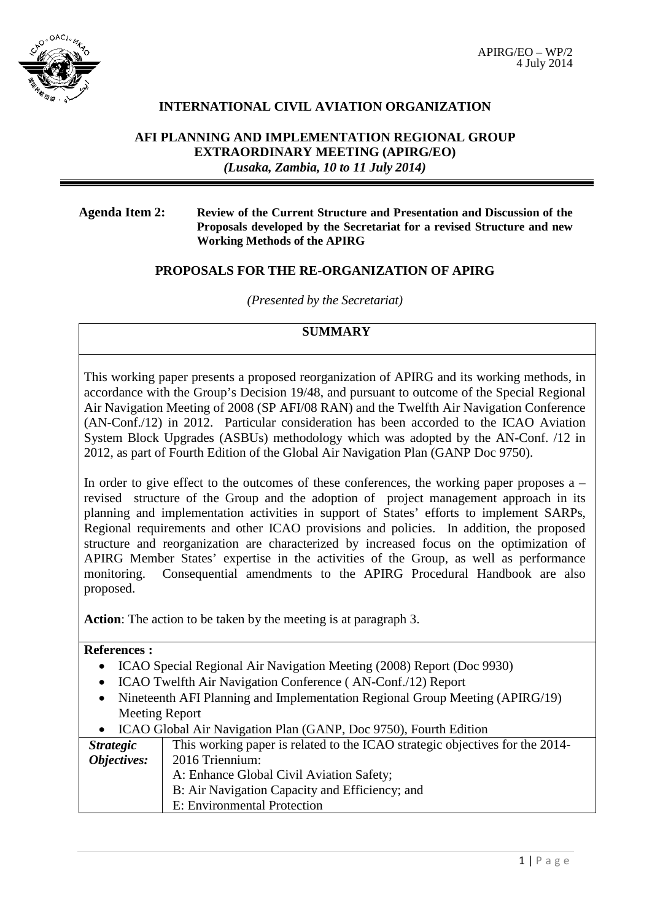APIRG/EO – WP/2
4 July 2014

**INTERNATIONAL CIVIL AVIATION ORGANIZATION**

**AFI PLANNING AND IMPLEMENTATION REGIONAL GROUP EXTRAORDINARY MEETING (APIRG/EO)**
***(Lusaka, Zambia, 10 to 11 July 2014)***

**Agenda Item 2: Review of the Current Structure and Presentation and Discussion of the Proposals developed by the Secretariat for a revised Structure and new Working Methods of the APIRG**

## PROPOSALS FOR THE RE-ORGANIZATION OF APIRG

*(Presented by the Secretariat)*

### SUMMARY

This working paper presents a proposed reorganization of APIRG and its working methods, in accordance with the Group's Decision 19/48, and pursuant to outcome of the Special Regional Air Navigation Meeting of 2008 (SP AFI/08 RAN) and the Twelfth Air Navigation Conference (AN-Conf./12) in 2012. Particular consideration has been accorded to the ICAO Aviation System Block Upgrades (ASBUs) methodology which was adopted by the AN-Conf. /12 in 2012, as part of Fourth Edition of the Global Air Navigation Plan (GANP Doc 9750).

In order to give effect to the outcomes of these conferences, the working paper proposes a – revised structure of the Group and the adoption of project management approach in its planning and implementation activities in support of States' efforts to implement SARPs, Regional requirements and other ICAO provisions and policies. In addition, the proposed structure and reorganization are characterized by increased focus on the optimization of APIRG Member States' expertise in the activities of the Group, as well as performance monitoring. Consequential amendments to the APIRG Procedural Handbook are also proposed.

**Action**: The action to be taken by the meeting is at paragraph 3.

**References :**

- ICAO Special Regional Air Navigation Meeting (2008) Report (Doc 9930)
- ICAO Twelfth Air Navigation Conference ( AN-Conf./12) Report
- Nineteenth AFI Planning and Implementation Regional Group Meeting (APIRG/19) Meeting Report
- ICAO Global Air Navigation Plan (GANP, Doc 9750), Fourth Edition

| | |
|---|---|
| ***Strategic Objectives:*** | This working paper is related to the ICAO strategic objectives for the 2014-2016 Triennium:<br>A: Enhance Global Civil Aviation Safety;<br>B: Air Navigation Capacity and Efficiency; and<br>E: Environmental Protection |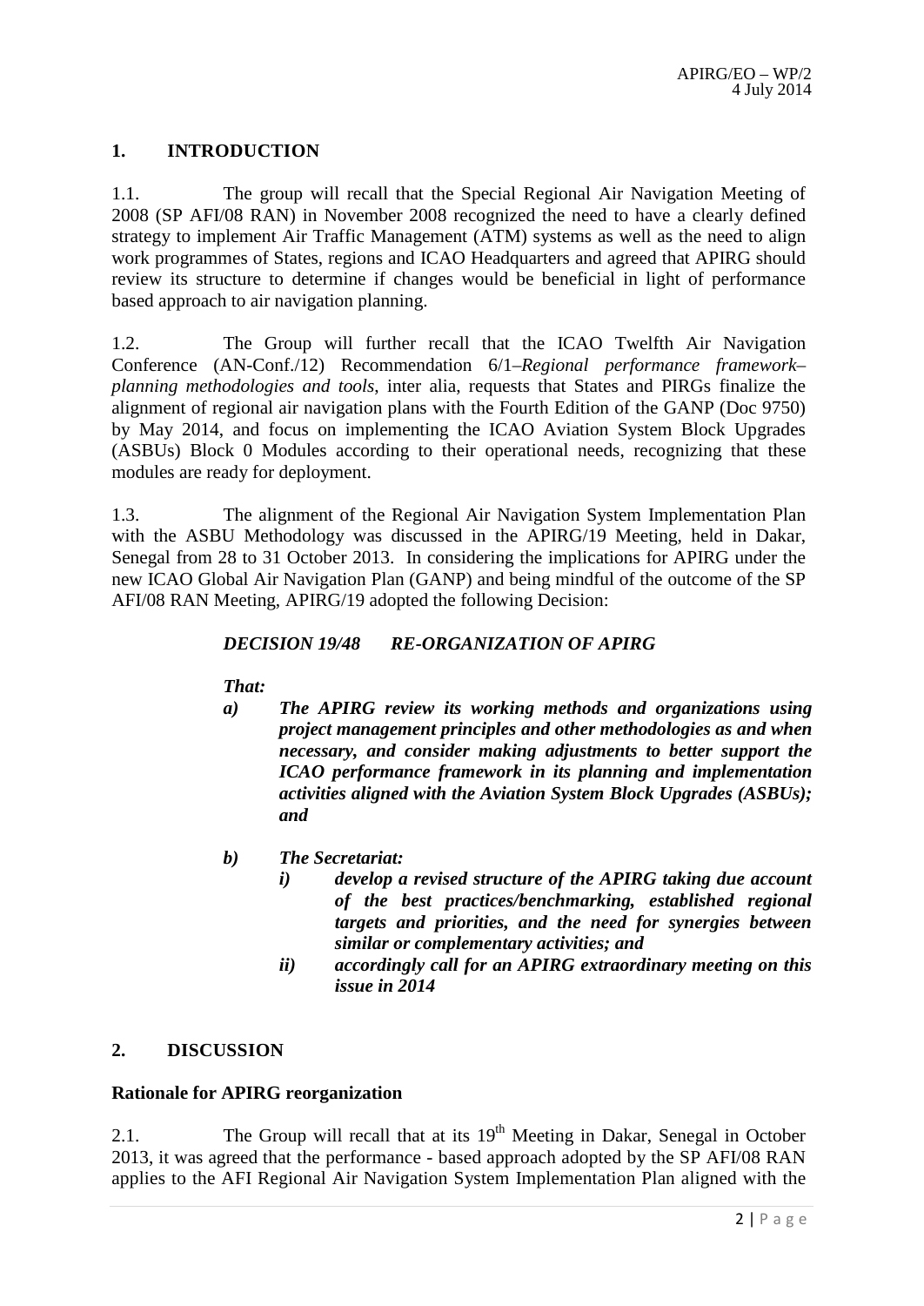## 1. INTRODUCTION

1.1. The group will recall that the Special Regional Air Navigation Meeting of 2008 (SP AFI/08 RAN) in November 2008 recognized the need to have a clearly defined strategy to implement Air Traffic Management (ATM) systems as well as the need to align work programmes of States, regions and ICAO Headquarters and agreed that APIRG should review its structure to determine if changes would be beneficial in light of performance based approach to air navigation planning.

1.2. The Group will further recall that the ICAO Twelfth Air Navigation Conference (AN-Conf./12) Recommendation 6/1–*Regional performance framework–planning methodologies and tools*, inter alia, requests that States and PIRGs finalize the alignment of regional air navigation plans with the Fourth Edition of the GANP (Doc 9750) by May 2014, and focus on implementing the ICAO Aviation System Block Upgrades (ASBUs) Block 0 Modules according to their operational needs, recognizing that these modules are ready for deployment.

1.3. The alignment of the Regional Air Navigation System Implementation Plan with the ASBU Methodology was discussed in the APIRG/19 Meeting, held in Dakar, Senegal from 28 to 31 October 2013. In considering the implications for APIRG under the new ICAO Global Air Navigation Plan (GANP) and being mindful of the outcome of the SP AFI/08 RAN Meeting, APIRG/19 adopted the following Decision:

***DECISION 19/48 RE-ORGANIZATION OF APIRG***

***That:***

***a) The APIRG review its working methods and organizations using project management principles and other methodologies as and when necessary, and consider making adjustments to better support the ICAO performance framework in its planning and implementation activities aligned with the Aviation System Block Upgrades (ASBUs); and***

***b) The Secretariat:***
   - ***i) develop a revised structure of the APIRG taking due account of the best practices/benchmarking, established regional targets and priorities, and the need for synergies between similar or complementary activities; and***
   - ***ii) accordingly call for an APIRG extraordinary meeting on this issue in 2014***

## 2. DISCUSSION

**Rationale for APIRG reorganization**

2.1. The Group will recall that at its 19th Meeting in Dakar, Senegal in October 2013, it was agreed that the performance - based approach adopted by the SP AFI/08 RAN applies to the AFI Regional Air Navigation System Implementation Plan aligned with the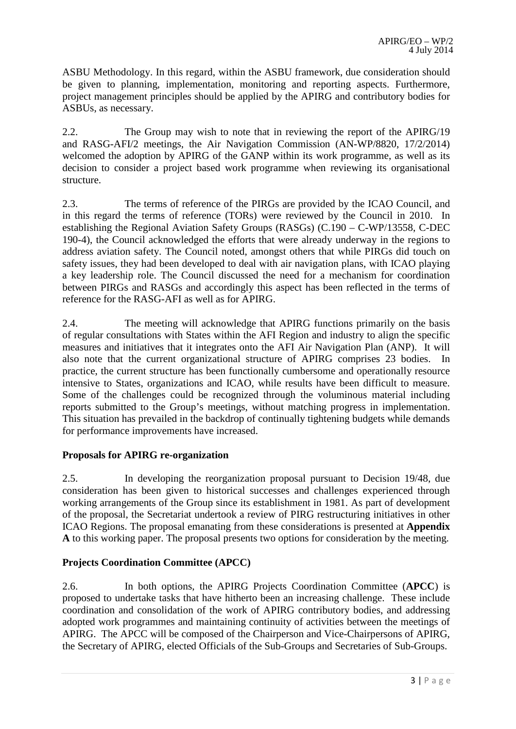ASBU Methodology. In this regard, within the ASBU framework, due consideration should be given to planning, implementation, monitoring and reporting aspects. Furthermore, project management principles should be applied by the APIRG and contributory bodies for ASBUs, as necessary.

2.2. The Group may wish to note that in reviewing the report of the APIRG/19 and RASG-AFI/2 meetings, the Air Navigation Commission (AN-WP/8820, 17/2/2014) welcomed the adoption by APIRG of the GANP within its work programme, as well as its decision to consider a project based work programme when reviewing its organisational structure.

2.3. The terms of reference of the PIRGs are provided by the ICAO Council, and in this regard the terms of reference (TORs) were reviewed by the Council in 2010. In establishing the Regional Aviation Safety Groups (RASGs) (C.190 – C-WP/13558, C-DEC 190-4), the Council acknowledged the efforts that were already underway in the regions to address aviation safety. The Council noted, amongst others that while PIRGs did touch on safety issues, they had been developed to deal with air navigation plans, with ICAO playing a key leadership role. The Council discussed the need for a mechanism for coordination between PIRGs and RASGs and accordingly this aspect has been reflected in the terms of reference for the RASG-AFI as well as for APIRG.

2.4. The meeting will acknowledge that APIRG functions primarily on the basis of regular consultations with States within the AFI Region and industry to align the specific measures and initiatives that it integrates onto the AFI Air Navigation Plan (ANP). It will also note that the current organizational structure of APIRG comprises 23 bodies. In practice, the current structure has been functionally cumbersome and operationally resource intensive to States, organizations and ICAO, while results have been difficult to measure. Some of the challenges could be recognized through the voluminous material including reports submitted to the Group's meetings, without matching progress in implementation. This situation has prevailed in the backdrop of continually tightening budgets while demands for performance improvements have increased.

**Proposals for APIRG re-organization**

2.5. In developing the reorganization proposal pursuant to Decision 19/48, due consideration has been given to historical successes and challenges experienced through working arrangements of the Group since its establishment in 1981. As part of development of the proposal, the Secretariat undertook a review of PIRG restructuring initiatives in other ICAO Regions. The proposal emanating from these considerations is presented at **Appendix A** to this working paper. The proposal presents two options for consideration by the meeting.

**Projects Coordination Committee (APCC)**

2.6. In both options, the APIRG Projects Coordination Committee (**APCC**) is proposed to undertake tasks that have hitherto been an increasing challenge. These include coordination and consolidation of the work of APIRG contributory bodies, and addressing adopted work programmes and maintaining continuity of activities between the meetings of APIRG. The APCC will be composed of the Chairperson and Vice-Chairpersons of APIRG, the Secretary of APIRG, elected Officials of the Sub-Groups and Secretaries of Sub-Groups.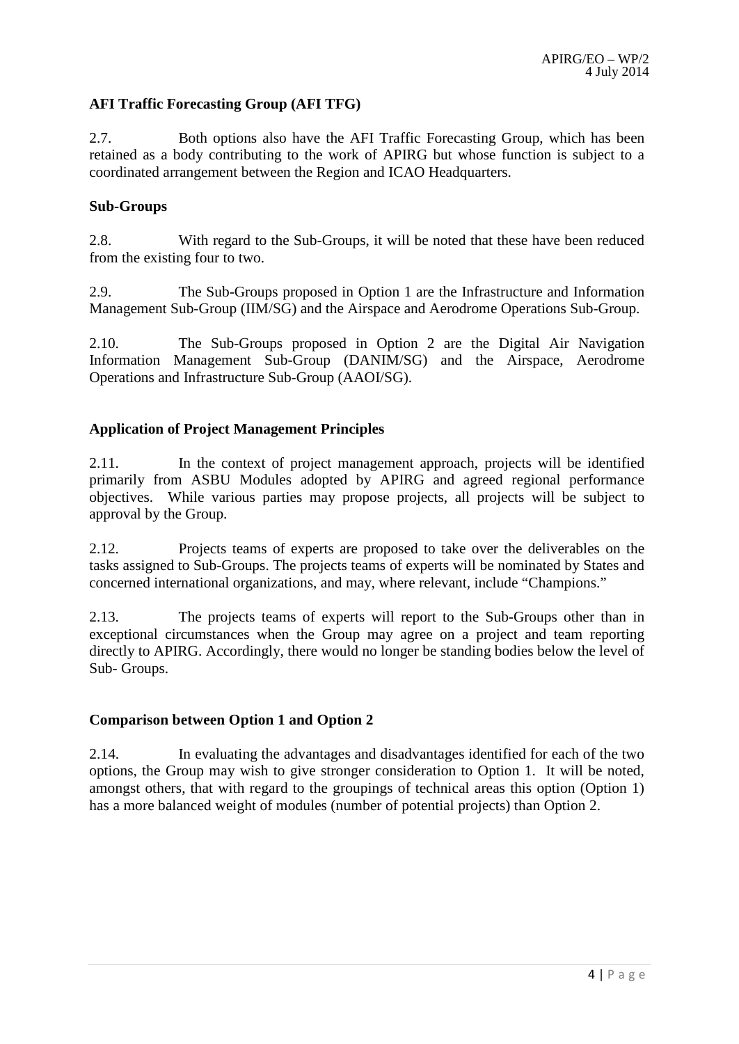**AFI Traffic Forecasting Group (AFI TFG)**

2.7. Both options also have the AFI Traffic Forecasting Group, which has been retained as a body contributing to the work of APIRG but whose function is subject to a coordinated arrangement between the Region and ICAO Headquarters.

**Sub-Groups**

2.8. With regard to the Sub-Groups, it will be noted that these have been reduced from the existing four to two.

2.9. The Sub-Groups proposed in Option 1 are the Infrastructure and Information Management Sub-Group (IIM/SG) and the Airspace and Aerodrome Operations Sub-Group.

2.10. The Sub-Groups proposed in Option 2 are the Digital Air Navigation Information Management Sub-Group (DANIM/SG) and the Airspace, Aerodrome Operations and Infrastructure Sub-Group (AAOI/SG).

**Application of Project Management Principles**

2.11. In the context of project management approach, projects will be identified primarily from ASBU Modules adopted by APIRG and agreed regional performance objectives. While various parties may propose projects, all projects will be subject to approval by the Group.

2.12. Projects teams of experts are proposed to take over the deliverables on the tasks assigned to Sub-Groups. The projects teams of experts will be nominated by States and concerned international organizations, and may, where relevant, include "Champions."

2.13. The projects teams of experts will report to the Sub-Groups other than in exceptional circumstances when the Group may agree on a project and team reporting directly to APIRG. Accordingly, there would no longer be standing bodies below the level of Sub- Groups.

**Comparison between Option 1 and Option 2**

2.14. In evaluating the advantages and disadvantages identified for each of the two options, the Group may wish to give stronger consideration to Option 1. It will be noted, amongst others, that with regard to the groupings of technical areas this option (Option 1) has a more balanced weight of modules (number of potential projects) than Option 2.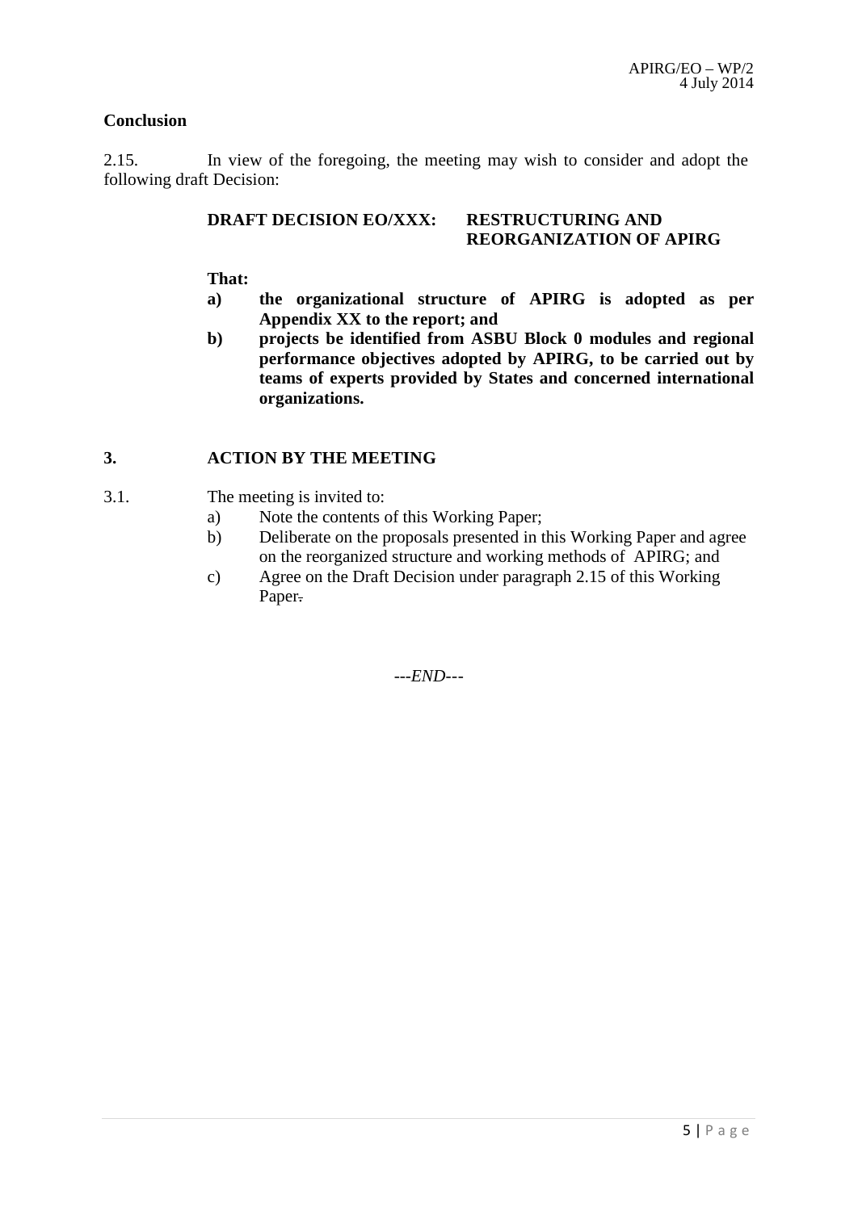**Conclusion**

2.15. In view of the foregoing, the meeting may wish to consider and adopt the following draft Decision:

**DRAFT DECISION EO/XXX: RESTRUCTURING AND REORGANIZATION OF APIRG**

**That:**

**a) the organizational structure of APIRG is adopted as per Appendix XX to the report; and**

**b) projects be identified from ASBU Block 0 modules and regional performance objectives adopted by APIRG, to be carried out by teams of experts provided by States and concerned international organizations.**

## 3. ACTION BY THE MEETING

3.1. The meeting is invited to:

a) Note the contents of this Working Paper;

b) Deliberate on the proposals presented in this Working Paper and agree on the reorganized structure and working methods of APIRG; and

c) Agree on the Draft Decision under paragraph 2.15 of this Working Paper.

*---END---*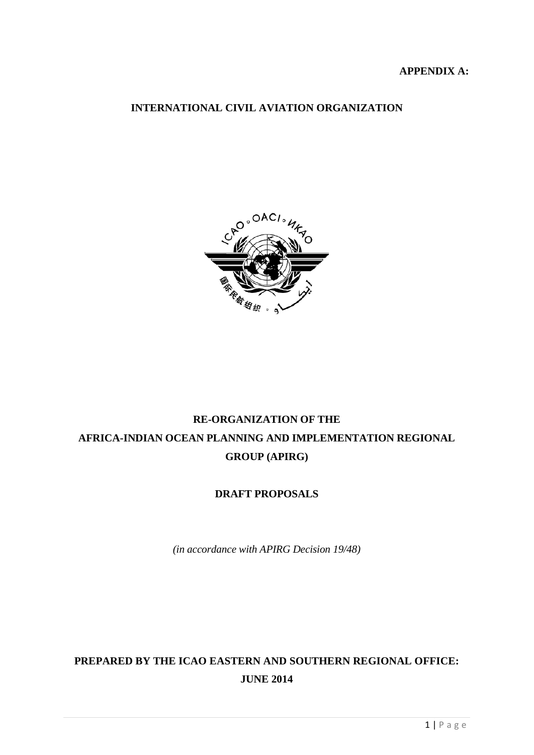**APPENDIX A:**

**INTERNATIONAL CIVIL AVIATION ORGANIZATION**

# RE-ORGANIZATION OF THE AFRICA-INDIAN OCEAN PLANNING AND IMPLEMENTATION REGIONAL GROUP (APIRG)

**DRAFT PROPOSALS**

*(in accordance with APIRG Decision 19/48)*

**PREPARED BY THE ICAO EASTERN AND SOUTHERN REGIONAL OFFICE: JUNE 2014**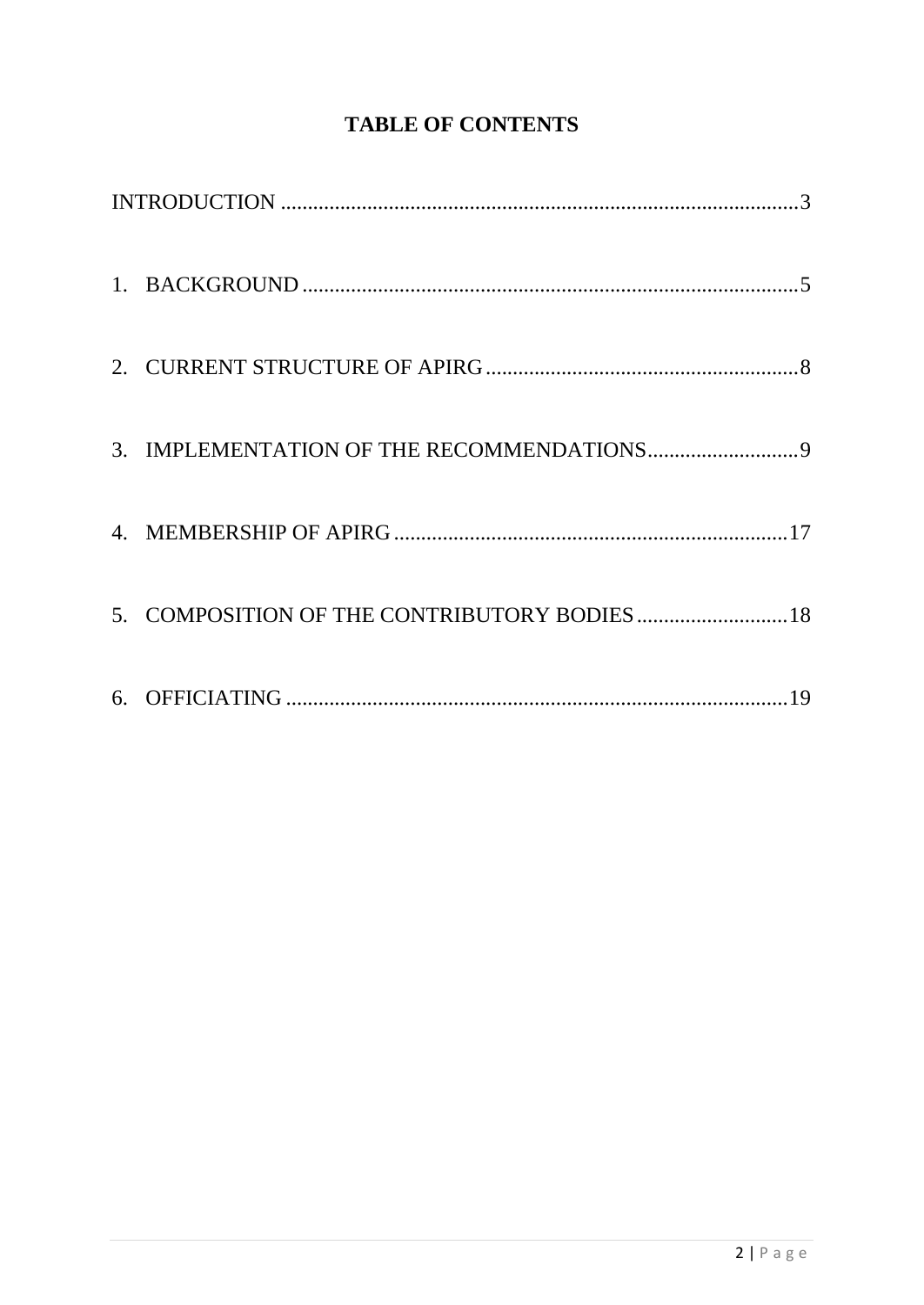# TABLE OF CONTENTS

INTRODUCTION ........................................................................................................3

1. BACKGROUND ..................................................................................................5

2. CURRENT STRUCTURE OF APIRG ...............................................................8

3. IMPLEMENTATION OF THE RECOMMENDATIONS.................................9

4. MEMBERSHIP OF APIRG ..............................................................................17

5. COMPOSITION OF THE CONTRIBUTORY BODIES ..................................18

6. OFFICIATING ..................................................................................................19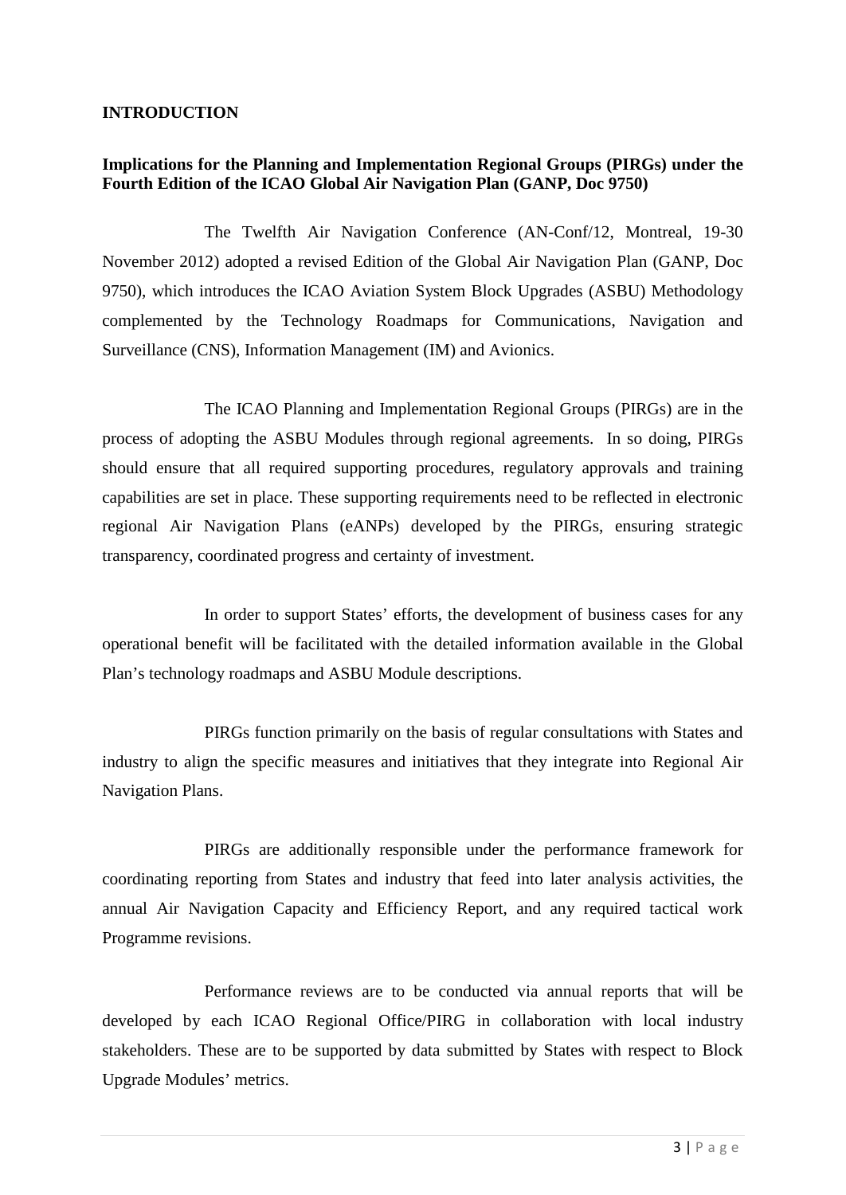# INTRODUCTION

## Implications for the Planning and Implementation Regional Groups (PIRGs) under the Fourth Edition of the ICAO Global Air Navigation Plan (GANP, Doc 9750)

The Twelfth Air Navigation Conference (AN-Conf/12, Montreal, 19-30 November 2012) adopted a revised Edition of the Global Air Navigation Plan (GANP, Doc 9750), which introduces the ICAO Aviation System Block Upgrades (ASBU) Methodology complemented by the Technology Roadmaps for Communications, Navigation and Surveillance (CNS), Information Management (IM) and Avionics.

The ICAO Planning and Implementation Regional Groups (PIRGs) are in the process of adopting the ASBU Modules through regional agreements. In so doing, PIRGs should ensure that all required supporting procedures, regulatory approvals and training capabilities are set in place. These supporting requirements need to be reflected in electronic regional Air Navigation Plans (eANPs) developed by the PIRGs, ensuring strategic transparency, coordinated progress and certainty of investment.

In order to support States' efforts, the development of business cases for any operational benefit will be facilitated with the detailed information available in the Global Plan's technology roadmaps and ASBU Module descriptions.

PIRGs function primarily on the basis of regular consultations with States and industry to align the specific measures and initiatives that they integrate into Regional Air Navigation Plans.

PIRGs are additionally responsible under the performance framework for coordinating reporting from States and industry that feed into later analysis activities, the annual Air Navigation Capacity and Efficiency Report, and any required tactical work Programme revisions.

Performance reviews are to be conducted via annual reports that will be developed by each ICAO Regional Office/PIRG in collaboration with local industry stakeholders. These are to be supported by data submitted by States with respect to Block Upgrade Modules' metrics.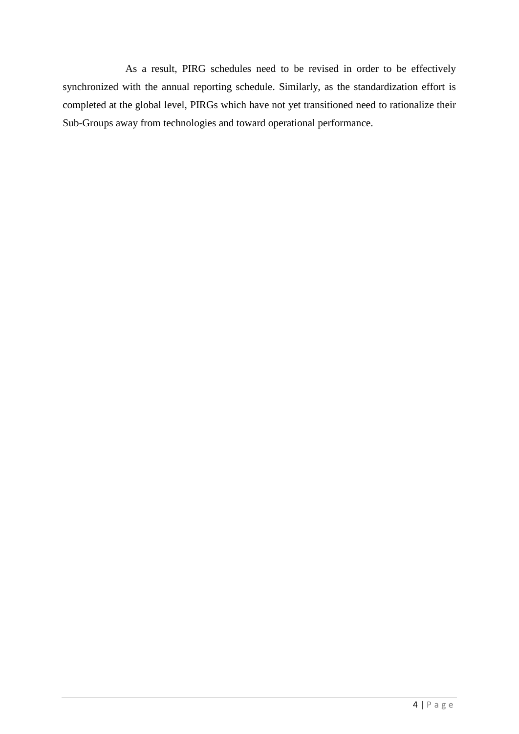As a result, PIRG schedules need to be revised in order to be effectively synchronized with the annual reporting schedule. Similarly, as the standardization effort is completed at the global level, PIRGs which have not yet transitioned need to rationalize their Sub-Groups away from technologies and toward operational performance.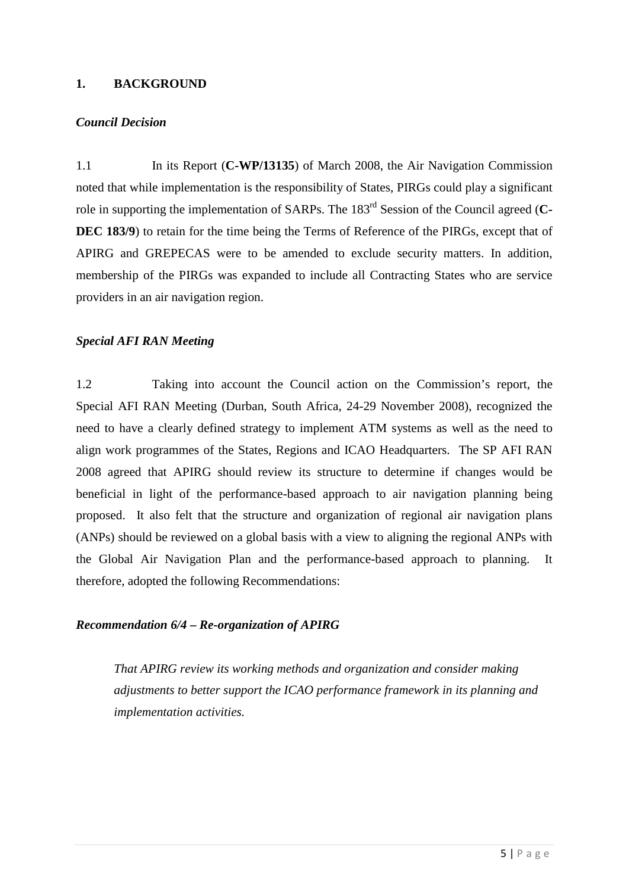## 1. BACKGROUND

### *Council Decision*

1.1 In its Report (**C-WP/13135**) of March 2008, the Air Navigation Commission noted that while implementation is the responsibility of States, PIRGs could play a significant role in supporting the implementation of SARPs. The 183rd Session of the Council agreed (**C-DEC 183/9**) to retain for the time being the Terms of Reference of the PIRGs, except that of APIRG and GREPECAS were to be amended to exclude security matters. In addition, membership of the PIRGs was expanded to include all Contracting States who are service providers in an air navigation region.

### *Special AFI RAN Meeting*

1.2 Taking into account the Council action on the Commission's report, the Special AFI RAN Meeting (Durban, South Africa, 24-29 November 2008), recognized the need to have a clearly defined strategy to implement ATM systems as well as the need to align work programmes of the States, Regions and ICAO Headquarters. The SP AFI RAN 2008 agreed that APIRG should review its structure to determine if changes would be beneficial in light of the performance-based approach to air navigation planning being proposed. It also felt that the structure and organization of regional air navigation plans (ANPs) should be reviewed on a global basis with a view to aligning the regional ANPs with the Global Air Navigation Plan and the performance-based approach to planning. It therefore, adopted the following Recommendations:

### *Recommendation 6/4 – Re-organization of APIRG*

> *That APIRG review its working methods and organization and consider making adjustments to better support the ICAO performance framework in its planning and implementation activities.*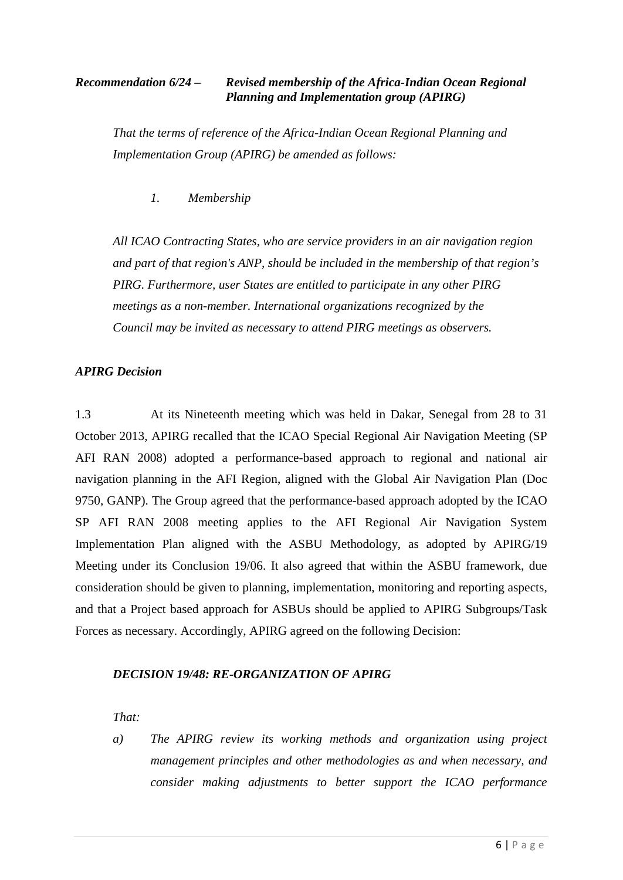***Recommendation 6/24 – Revised membership of the Africa-Indian Ocean Regional Planning and Implementation group (APIRG)***

*That the terms of reference of the Africa-Indian Ocean Regional Planning and Implementation Group (APIRG) be amended as follows:*

*1. Membership*

*All ICAO Contracting States, who are service providers in an air navigation region and part of that region's ANP, should be included in the membership of that region's PIRG. Furthermore, user States are entitled to participate in any other PIRG meetings as a non-member. International organizations recognized by the Council may be invited as necessary to attend PIRG meetings as observers.*

***APIRG Decision***

1.3 At its Nineteenth meeting which was held in Dakar, Senegal from 28 to 31 October 2013, APIRG recalled that the ICAO Special Regional Air Navigation Meeting (SP AFI RAN 2008) adopted a performance-based approach to regional and national air navigation planning in the AFI Region, aligned with the Global Air Navigation Plan (Doc 9750, GANP). The Group agreed that the performance-based approach adopted by the ICAO SP AFI RAN 2008 meeting applies to the AFI Regional Air Navigation System Implementation Plan aligned with the ASBU Methodology, as adopted by APIRG/19 Meeting under its Conclusion 19/06. It also agreed that within the ASBU framework, due consideration should be given to planning, implementation, monitoring and reporting aspects, and that a Project based approach for ASBUs should be applied to APIRG Subgroups/Task Forces as necessary. Accordingly, APIRG agreed on the following Decision:

***DECISION 19/48: RE-ORGANIZATION OF APIRG***

*That:*

*a) The APIRG review its working methods and organization using project management principles and other methodologies as and when necessary, and consider making adjustments to better support the ICAO performance*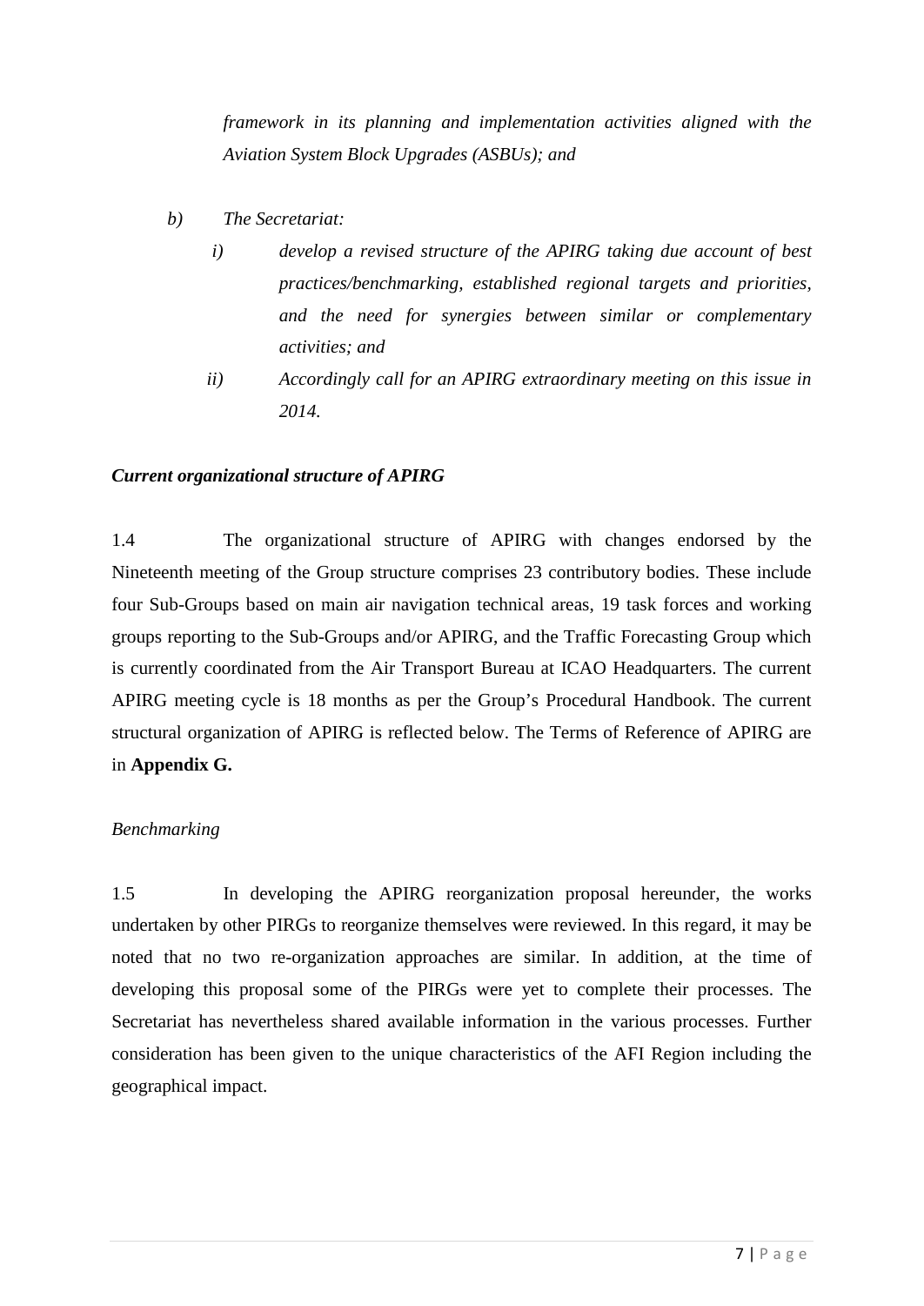*framework in its planning and implementation activities aligned with the Aviation System Block Upgrades (ASBUs); and*

*b) The Secretariat:*

*i) develop a revised structure of the APIRG taking due account of best practices/benchmarking, established regional targets and priorities, and the need for synergies between similar or complementary activities; and*

*ii) Accordingly call for an APIRG extraordinary meeting on this issue in 2014.*

***Current organizational structure of APIRG***

1.4 The organizational structure of APIRG with changes endorsed by the Nineteenth meeting of the Group structure comprises 23 contributory bodies. These include four Sub-Groups based on main air navigation technical areas, 19 task forces and working groups reporting to the Sub-Groups and/or APIRG, and the Traffic Forecasting Group which is currently coordinated from the Air Transport Bureau at ICAO Headquarters. The current APIRG meeting cycle is 18 months as per the Group's Procedural Handbook. The current structural organization of APIRG is reflected below. The Terms of Reference of APIRG are in **Appendix G.**

*Benchmarking*

1.5 In developing the APIRG reorganization proposal hereunder, the works undertaken by other PIRGs to reorganize themselves were reviewed. In this regard, it may be noted that no two re-organization approaches are similar. In addition, at the time of developing this proposal some of the PIRGs were yet to complete their processes. The Secretariat has nevertheless shared available information in the various processes. Further consideration has been given to the unique characteristics of the AFI Region including the geographical impact.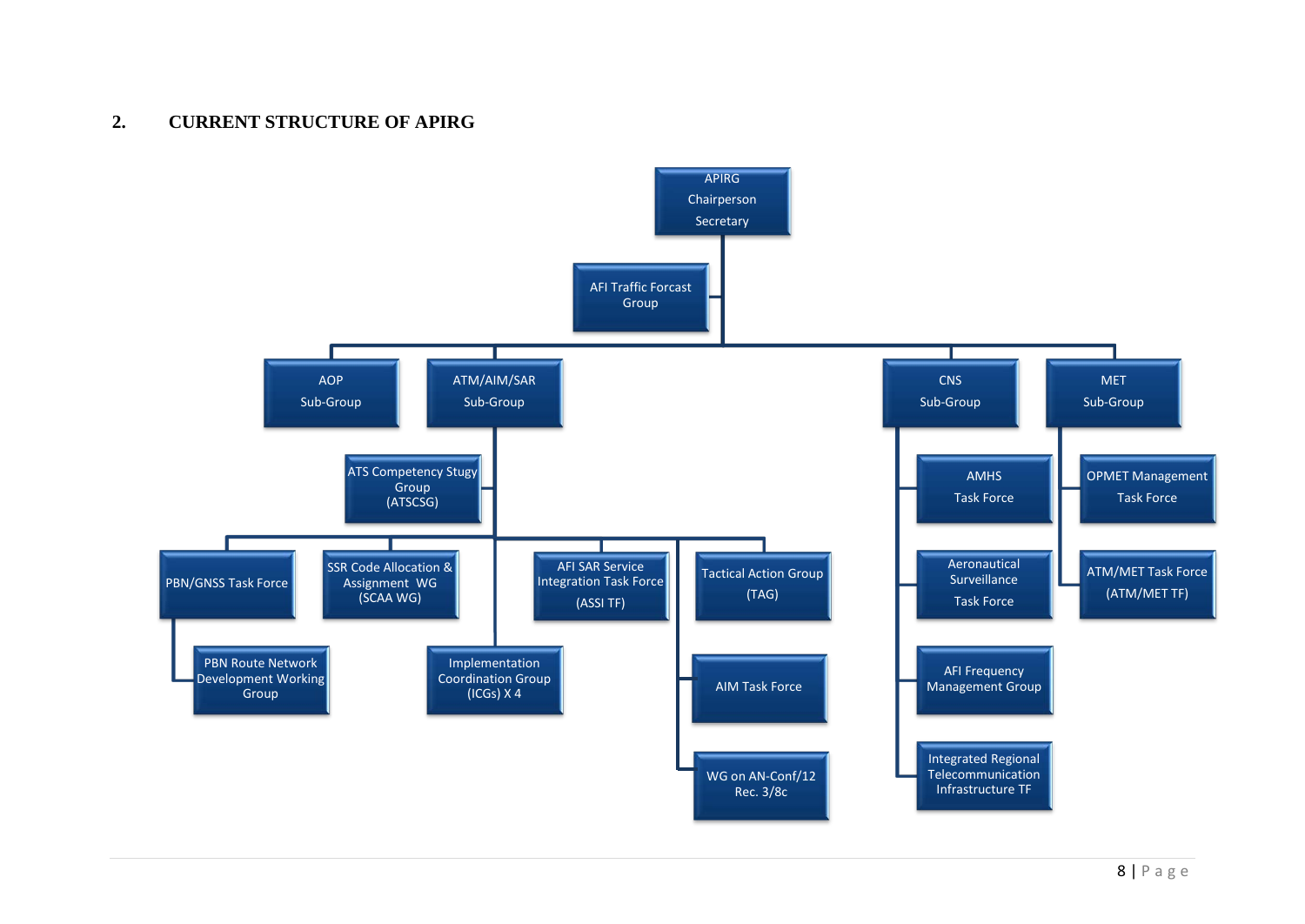## 2. CURRENT STRUCTURE OF APIRG

- **APIRG** – Chairperson – Secretary
  - AFI Traffic Forcast Group
  - AOP Sub-Group
  - ATM/AIM/SAR Sub-Group
    - ATS Competency Stugy Group (ATSCSG)
    - PBN/GNSS Task Force
      - PBN Route Network Development Working Group
    - SSR Code Allocation & Assignment WG (SCAA WG)
    - Implementation Coordination Group (ICGs) X 4
    - AFI SAR Service Integration Task Force (ASSI TF)
      - AIM Task Force
      - WG on AN-Conf/12 Rec. 3/8c
    - Tactical Action Group (TAG)
  - CNS Sub-Group
    - AMHS Task Force
    - Aeronautical Surveillance Task Force
    - AFI Frequency Management Group
    - Integrated Regional Telecommunication Infrastructure TF
  - MET Sub-Group
    - OPMET Management Task Force
    - ATM/MET Task Force (ATM/MET TF)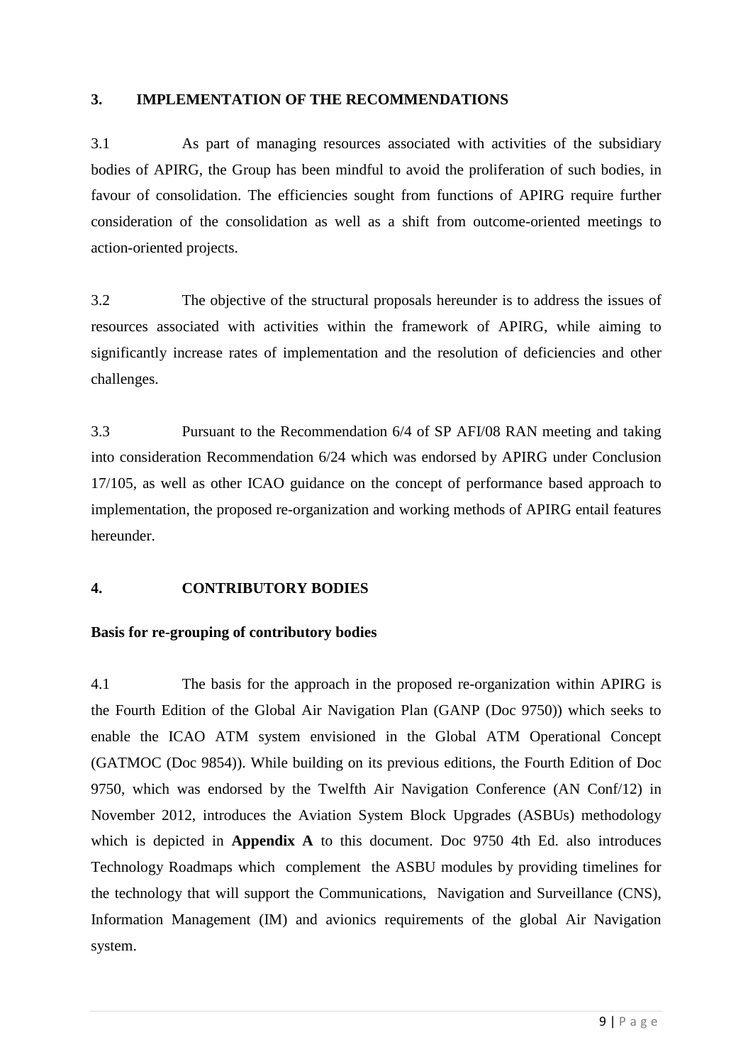## 3. IMPLEMENTATION OF THE RECOMMENDATIONS

3.1 As part of managing resources associated with activities of the subsidiary bodies of APIRG, the Group has been mindful to avoid the proliferation of such bodies, in favour of consolidation. The efficiencies sought from functions of APIRG require further consideration of the consolidation as well as a shift from outcome-oriented meetings to action-oriented projects.

3.2 The objective of the structural proposals hereunder is to address the issues of resources associated with activities within the framework of APIRG, while aiming to significantly increase rates of implementation and the resolution of deficiencies and other challenges.

3.3 Pursuant to the Recommendation 6/4 of SP AFI/08 RAN meeting and taking into consideration Recommendation 6/24 which was endorsed by APIRG under Conclusion 17/105, as well as other ICAO guidance on the concept of performance based approach to implementation, the proposed re-organization and working methods of APIRG entail features hereunder.

## 4. CONTRIBUTORY BODIES

**Basis for re-grouping of contributory bodies**

4.1 The basis for the approach in the proposed re-organization within APIRG is the Fourth Edition of the Global Air Navigation Plan (GANP (Doc 9750)) which seeks to enable the ICAO ATM system envisioned in the Global ATM Operational Concept (GATMOC (Doc 9854)). While building on its previous editions, the Fourth Edition of Doc 9750, which was endorsed by the Twelfth Air Navigation Conference (AN Conf/12) in November 2012, introduces the Aviation System Block Upgrades (ASBUs) methodology which is depicted in **Appendix A** to this document. Doc 9750 4th Ed. also introduces Technology Roadmaps which complement the ASBU modules by providing timelines for the technology that will support the Communications, Navigation and Surveillance (CNS), Information Management (IM) and avionics requirements of the global Air Navigation system.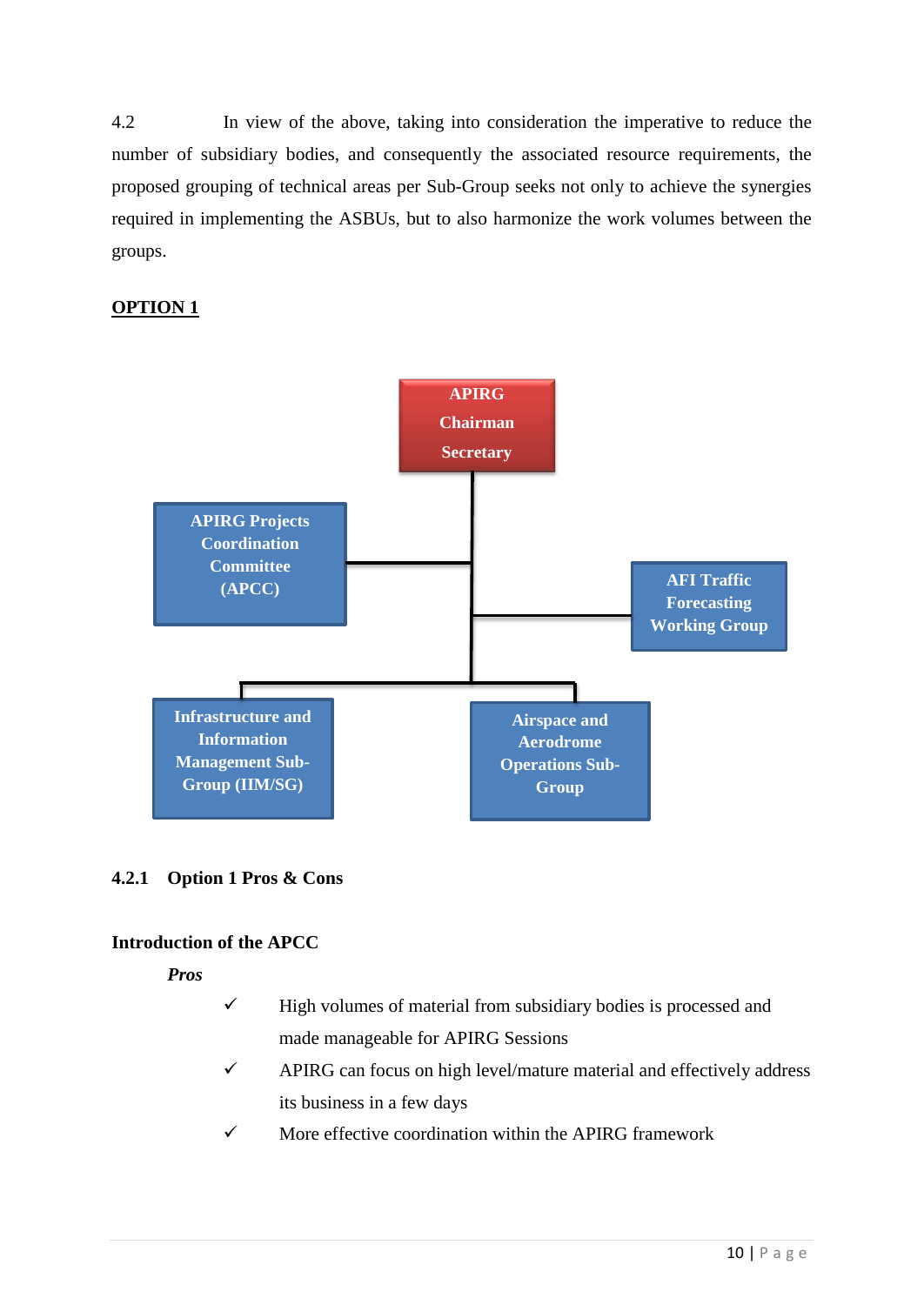4.2 In view of the above, taking into consideration the imperative to reduce the number of subsidiary bodies, and consequently the associated resource requirements, the proposed grouping of technical areas per Sub-Group seeks not only to achieve the synergies required in implementing the ASBUs, but to also harmonize the work volumes between the groups.

**OPTION 1**

APIRG
Chairman
Secretary

APIRG Projects Coordination Committee (APCC)

AFI Traffic Forecasting Working Group

Infrastructure and Information Management Sub-Group (IIM/SG)

Airspace and Aerodrome Operations Sub-Group

### 4.2.1 Option 1 Pros & Cons

**Introduction of the APCC**

*Pros*

- ✓ High volumes of material from subsidiary bodies is processed and made manageable for APIRG Sessions
- ✓ APIRG can focus on high level/mature material and effectively address its business in a few days
- ✓ More effective coordination within the APIRG framework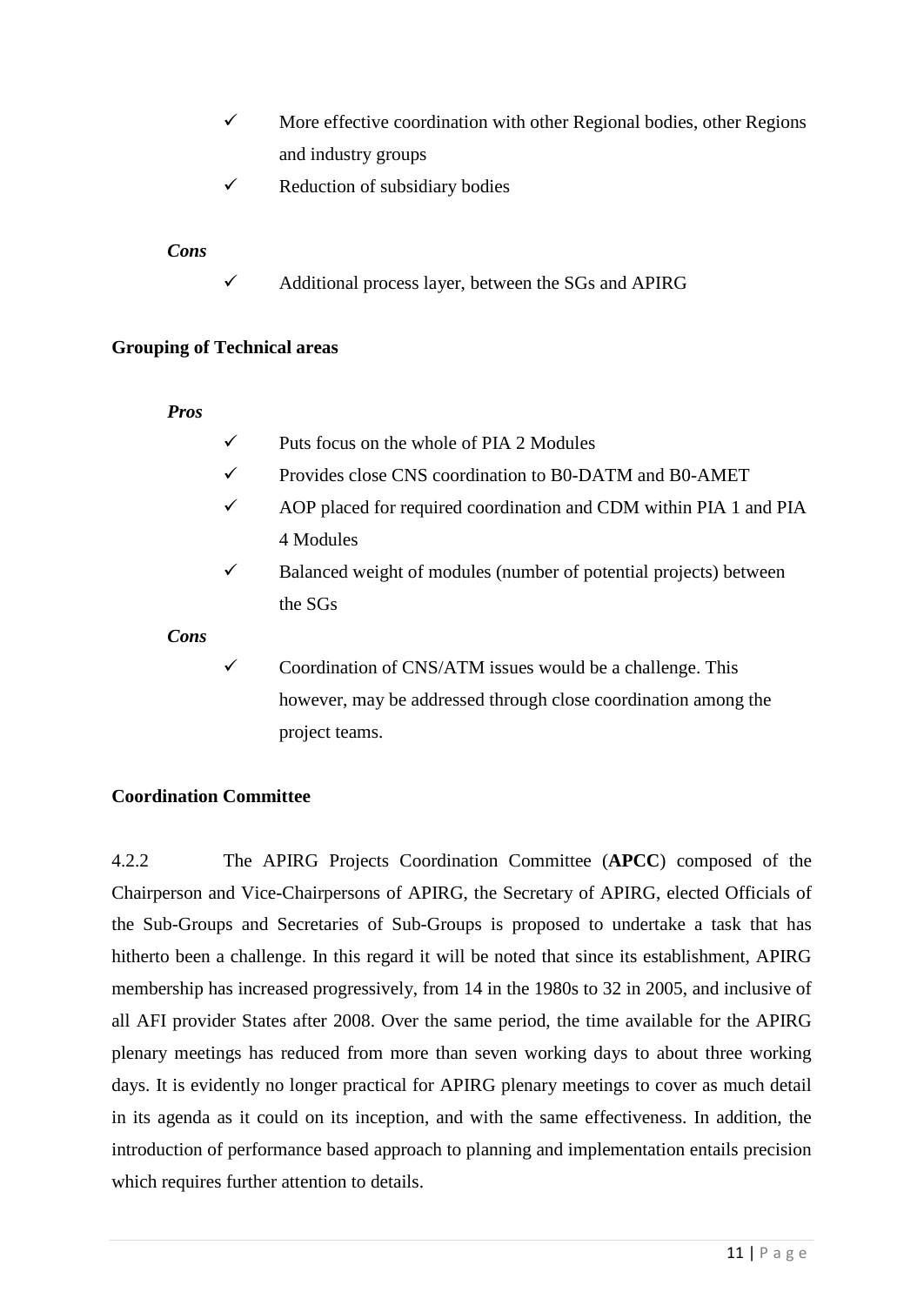- ✓ More effective coordination with other Regional bodies, other Regions and industry groups
- ✓ Reduction of subsidiary bodies

***Cons***

- ✓ Additional process layer, between the SGs and APIRG

**Grouping of Technical areas**

***Pros***

- ✓ Puts focus on the whole of PIA 2 Modules
- ✓ Provides close CNS coordination to B0-DATM and B0-AMET
- ✓ AOP placed for required coordination and CDM within PIA 1 and PIA 4 Modules
- ✓ Balanced weight of modules (number of potential projects) between the SGs

***Cons***

- ✓ Coordination of CNS/ATM issues would be a challenge. This however, may be addressed through close coordination among the project teams.

**Coordination Committee**

4.2.2 The APIRG Projects Coordination Committee (**APCC**) composed of the Chairperson and Vice-Chairpersons of APIRG, the Secretary of APIRG, elected Officials of the Sub-Groups and Secretaries of Sub-Groups is proposed to undertake a task that has hitherto been a challenge. In this regard it will be noted that since its establishment, APIRG membership has increased progressively, from 14 in the 1980s to 32 in 2005, and inclusive of all AFI provider States after 2008. Over the same period, the time available for the APIRG plenary meetings has reduced from more than seven working days to about three working days. It is evidently no longer practical for APIRG plenary meetings to cover as much detail in its agenda as it could on its inception, and with the same effectiveness. In addition, the introduction of performance based approach to planning and implementation entails precision which requires further attention to details.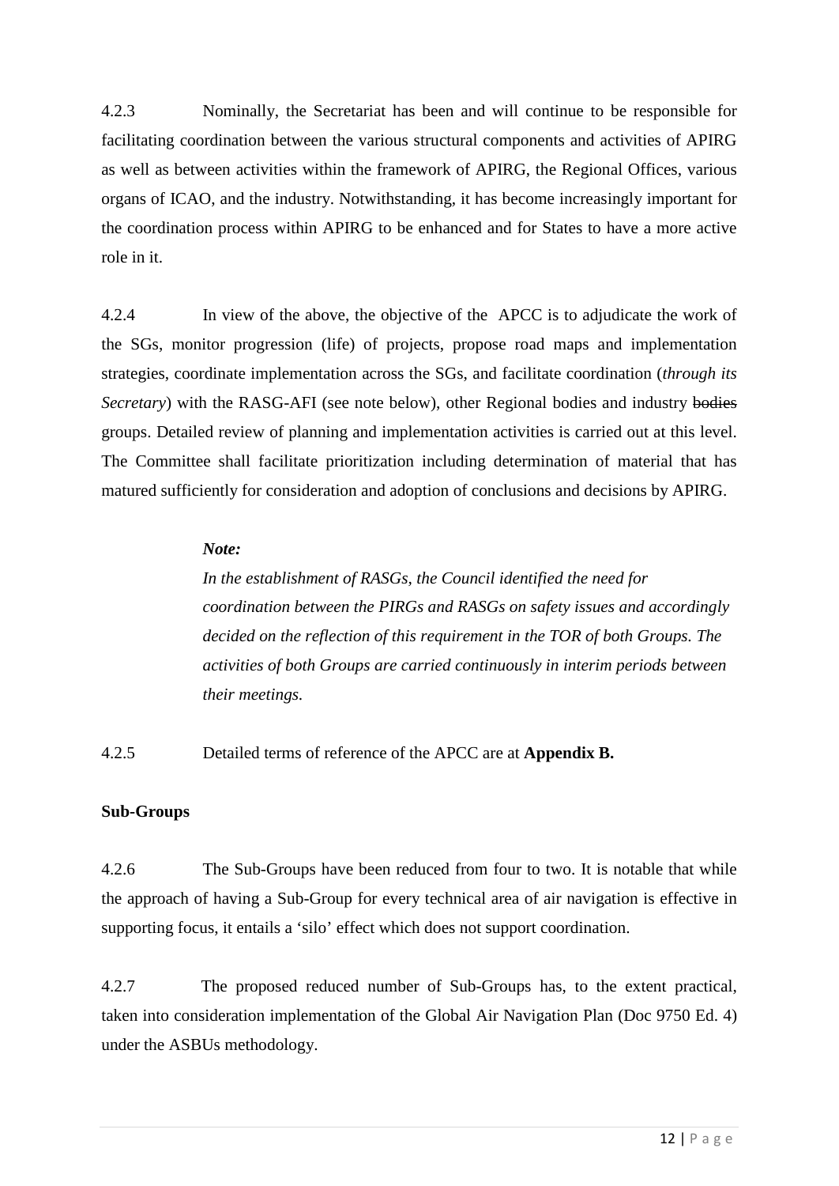4.2.3 Nominally, the Secretariat has been and will continue to be responsible for facilitating coordination between the various structural components and activities of APIRG as well as between activities within the framework of APIRG, the Regional Offices, various organs of ICAO, and the industry. Notwithstanding, it has become increasingly important for the coordination process within APIRG to be enhanced and for States to have a more active role in it.

4.2.4 In view of the above, the objective of the APCC is to adjudicate the work of the SGs, monitor progression (life) of projects, propose road maps and implementation strategies, coordinate implementation across the SGs, and facilitate coordination (*through its Secretary*) with the RASG-AFI (see note below), other Regional bodies and industry ~~bodies~~ groups. Detailed review of planning and implementation activities is carried out at this level. The Committee shall facilitate prioritization including determination of material that has matured sufficiently for consideration and adoption of conclusions and decisions by APIRG.

> ***Note:***
> *In the establishment of RASGs, the Council identified the need for coordination between the PIRGs and RASGs on safety issues and accordingly decided on the reflection of this requirement in the TOR of both Groups. The activities of both Groups are carried continuously in interim periods between their meetings.*

4.2.5 Detailed terms of reference of the APCC are at **Appendix B.**

**Sub-Groups**

4.2.6 The Sub-Groups have been reduced from four to two. It is notable that while the approach of having a Sub-Group for every technical area of air navigation is effective in supporting focus, it entails a 'silo' effect which does not support coordination.

4.2.7 The proposed reduced number of Sub-Groups has, to the extent practical, taken into consideration implementation of the Global Air Navigation Plan (Doc 9750 Ed. 4) under the ASBUs methodology.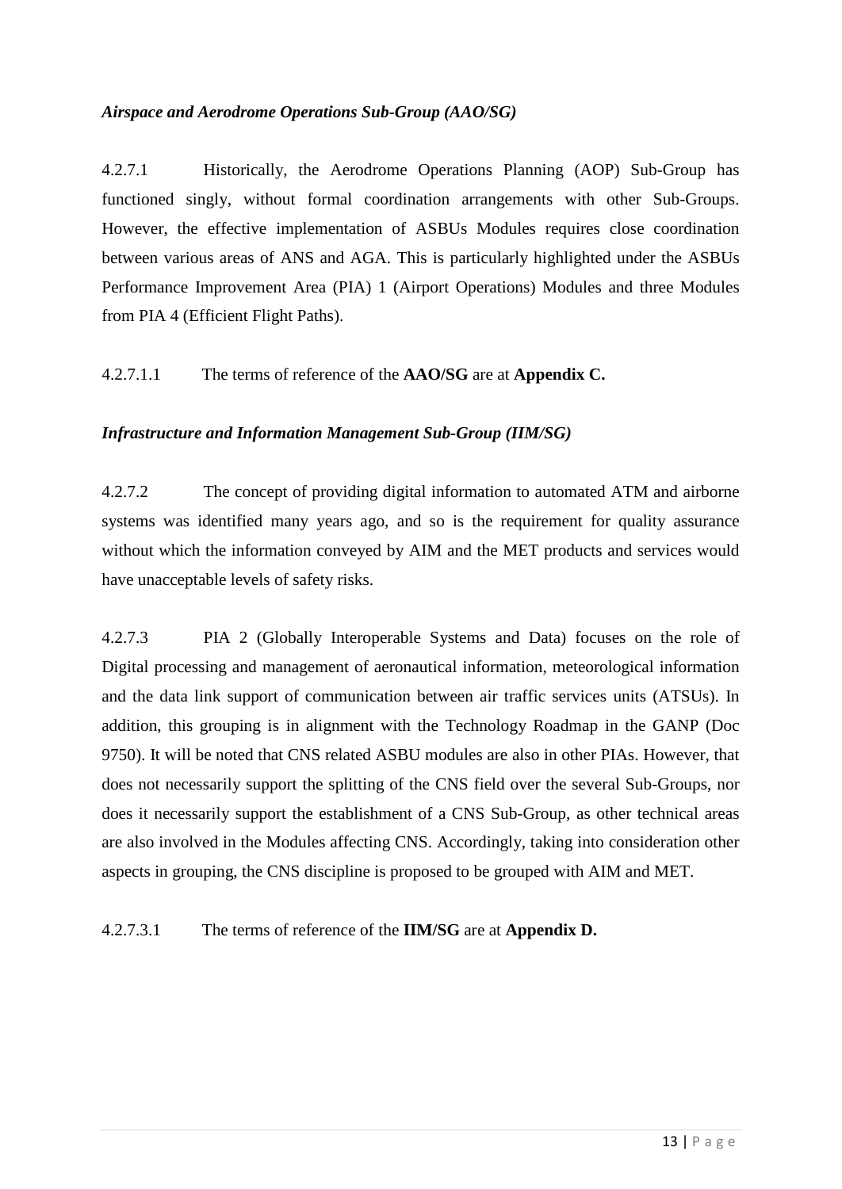*Airspace and Aerodrome Operations Sub-Group (AAO/SG)*

4.2.7.1 Historically, the Aerodrome Operations Planning (AOP) Sub-Group has functioned singly, without formal coordination arrangements with other Sub-Groups. However, the effective implementation of ASBUs Modules requires close coordination between various areas of ANS and AGA. This is particularly highlighted under the ASBUs Performance Improvement Area (PIA) 1 (Airport Operations) Modules and three Modules from PIA 4 (Efficient Flight Paths).

4.2.7.1.1 The terms of reference of the **AAO/SG** are at **Appendix C.**

*Infrastructure and Information Management Sub-Group (IIM/SG)*

4.2.7.2 The concept of providing digital information to automated ATM and airborne systems was identified many years ago, and so is the requirement for quality assurance without which the information conveyed by AIM and the MET products and services would have unacceptable levels of safety risks.

4.2.7.3 PIA 2 (Globally Interoperable Systems and Data) focuses on the role of Digital processing and management of aeronautical information, meteorological information and the data link support of communication between air traffic services units (ATSUs). In addition, this grouping is in alignment with the Technology Roadmap in the GANP (Doc 9750). It will be noted that CNS related ASBU modules are also in other PIAs. However, that does not necessarily support the splitting of the CNS field over the several Sub-Groups, nor does it necessarily support the establishment of a CNS Sub-Group, as other technical areas are also involved in the Modules affecting CNS. Accordingly, taking into consideration other aspects in grouping, the CNS discipline is proposed to be grouped with AIM and MET.

4.2.7.3.1 The terms of reference of the **IIM/SG** are at **Appendix D.**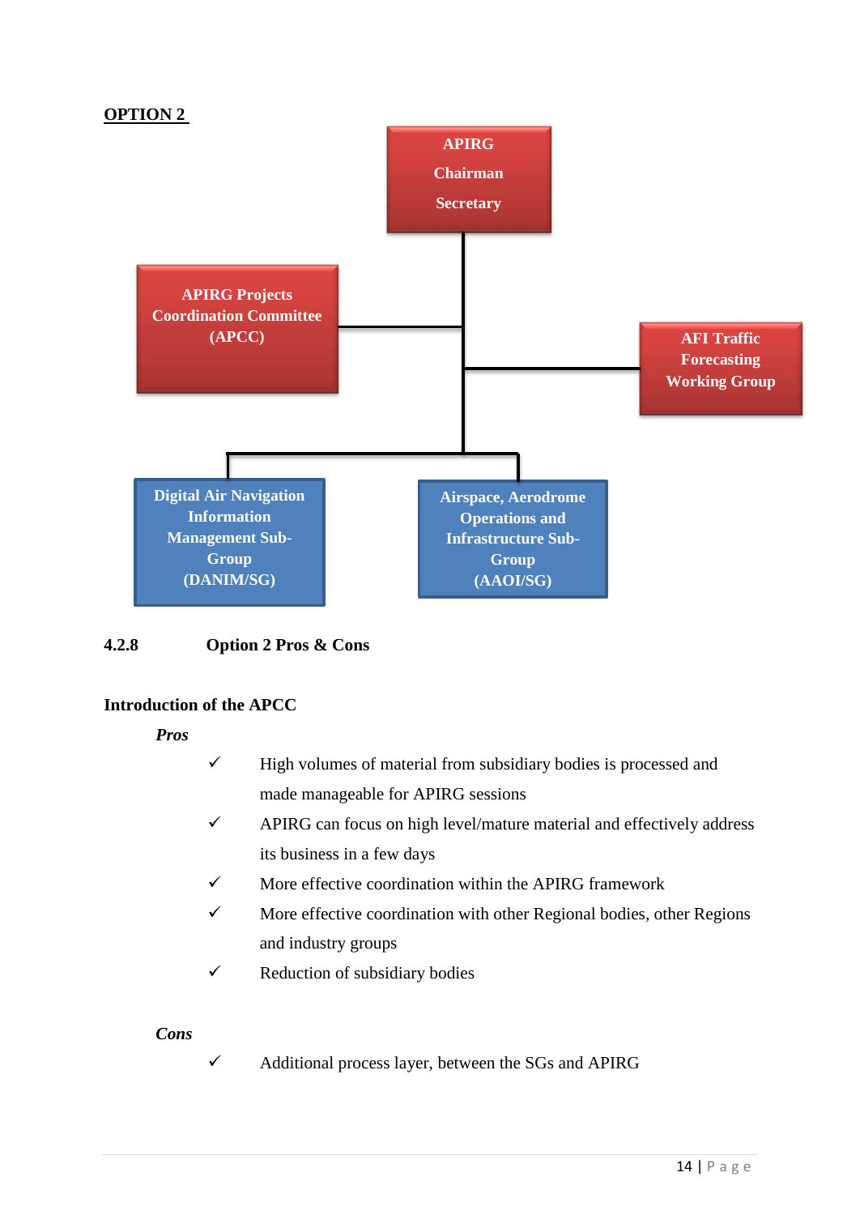**OPTION 2**

APIRG
Chairman
Secretary

APIRG Projects Coordination Committee (APCC)

AFI Traffic Forecasting Working Group

Digital Air Navigation Information Management Sub-Group (DANIM/SG)

Airspace, Aerodrome Operations and Infrastructure Sub-Group (AAOI/SG)

### 4.2.8 Option 2 Pros & Cons

**Introduction of the APCC**

***Pros***

- ✓ High volumes of material from subsidiary bodies is processed and made manageable for APIRG sessions
- ✓ APIRG can focus on high level/mature material and effectively address its business in a few days
- ✓ More effective coordination within the APIRG framework
- ✓ More effective coordination with other Regional bodies, other Regions and industry groups
- ✓ Reduction of subsidiary bodies

***Cons***

- ✓ Additional process layer, between the SGs and APIRG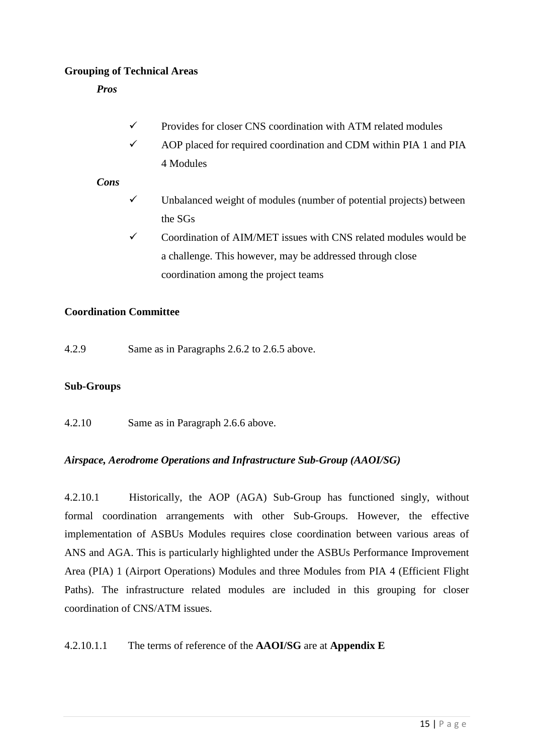**Grouping of Technical Areas**

*Pros*

- ✓ Provides for closer CNS coordination with ATM related modules
- ✓ AOP placed for required coordination and CDM within PIA 1 and PIA 4 Modules

*Cons*

- ✓ Unbalanced weight of modules (number of potential projects) between the SGs
- ✓ Coordination of AIM/MET issues with CNS related modules would be a challenge. This however, may be addressed through close coordination among the project teams

**Coordination Committee**

4.2.9 Same as in Paragraphs 2.6.2 to 2.6.5 above.

**Sub-Groups**

4.2.10 Same as in Paragraph 2.6.6 above.

***Airspace, Aerodrome Operations and Infrastructure Sub-Group (AAOI/SG)***

4.2.10.1 Historically, the AOP (AGA) Sub-Group has functioned singly, without formal coordination arrangements with other Sub-Groups. However, the effective implementation of ASBUs Modules requires close coordination between various areas of ANS and AGA. This is particularly highlighted under the ASBUs Performance Improvement Area (PIA) 1 (Airport Operations) Modules and three Modules from PIA 4 (Efficient Flight Paths). The infrastructure related modules are included in this grouping for closer coordination of CNS/ATM issues.

4.2.10.1.1 The terms of reference of the **AAOI/SG** are at **Appendix E**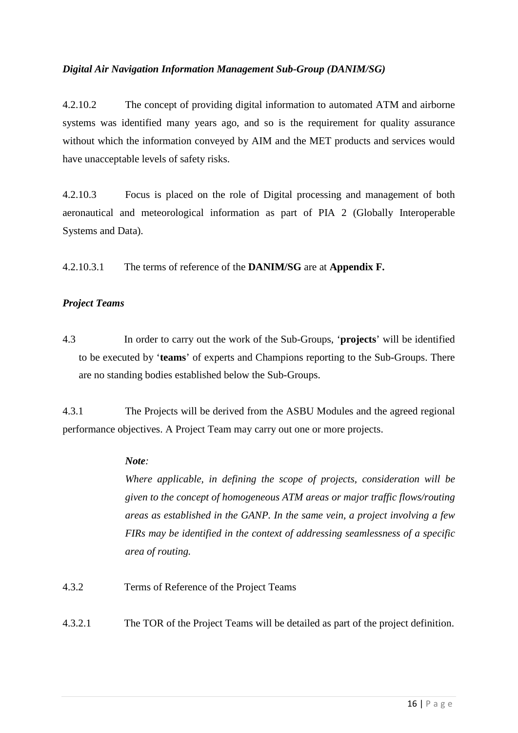*Digital Air Navigation Information Management Sub-Group (DANIM/SG)*

4.2.10.2 The concept of providing digital information to automated ATM and airborne systems was identified many years ago, and so is the requirement for quality assurance without which the information conveyed by AIM and the MET products and services would have unacceptable levels of safety risks.

4.2.10.3 Focus is placed on the role of Digital processing and management of both aeronautical and meteorological information as part of PIA 2 (Globally Interoperable Systems and Data).

4.2.10.3.1 The terms of reference of the **DANIM/SG** are at **Appendix F.**

***Project Teams***

4.3 In order to carry out the work of the Sub-Groups, '**projects**' will be identified to be executed by '**teams**' of experts and Champions reporting to the Sub-Groups. There are no standing bodies established below the Sub-Groups.

4.3.1 The Projects will be derived from the ASBU Modules and the agreed regional performance objectives. A Project Team may carry out one or more projects.

> ***Note:***
> *Where applicable, in defining the scope of projects, consideration will be given to the concept of homogeneous ATM areas or major traffic flows/routing areas as established in the GANP. In the same vein, a project involving a few FIRs may be identified in the context of addressing seamlessness of a specific area of routing.*

4.3.2 Terms of Reference of the Project Teams

4.3.2.1 The TOR of the Project Teams will be detailed as part of the project definition.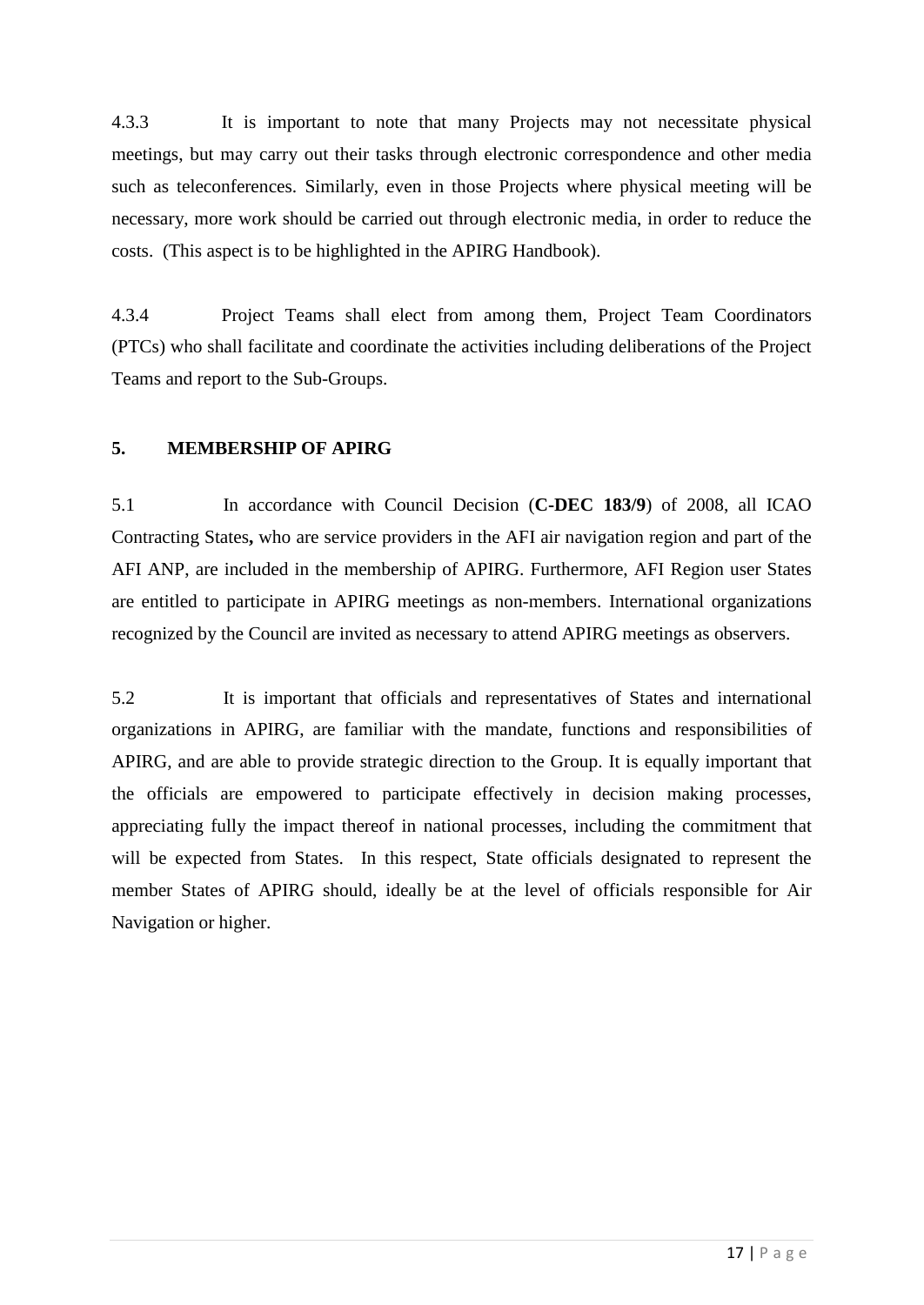4.3.3 It is important to note that many Projects may not necessitate physical meetings, but may carry out their tasks through electronic correspondence and other media such as teleconferences. Similarly, even in those Projects where physical meeting will be necessary, more work should be carried out through electronic media, in order to reduce the costs. (This aspect is to be highlighted in the APIRG Handbook).

4.3.4 Project Teams shall elect from among them, Project Team Coordinators (PTCs) who shall facilitate and coordinate the activities including deliberations of the Project Teams and report to the Sub-Groups.

## 5. MEMBERSHIP OF APIRG

5.1 In accordance with Council Decision (**C-DEC 183/9**) of 2008, all ICAO Contracting States**,** who are service providers in the AFI air navigation region and part of the AFI ANP, are included in the membership of APIRG. Furthermore, AFI Region user States are entitled to participate in APIRG meetings as non-members. International organizations recognized by the Council are invited as necessary to attend APIRG meetings as observers.

5.2 It is important that officials and representatives of States and international organizations in APIRG, are familiar with the mandate, functions and responsibilities of APIRG, and are able to provide strategic direction to the Group. It is equally important that the officials are empowered to participate effectively in decision making processes, appreciating fully the impact thereof in national processes, including the commitment that will be expected from States. In this respect, State officials designated to represent the member States of APIRG should, ideally be at the level of officials responsible for Air Navigation or higher.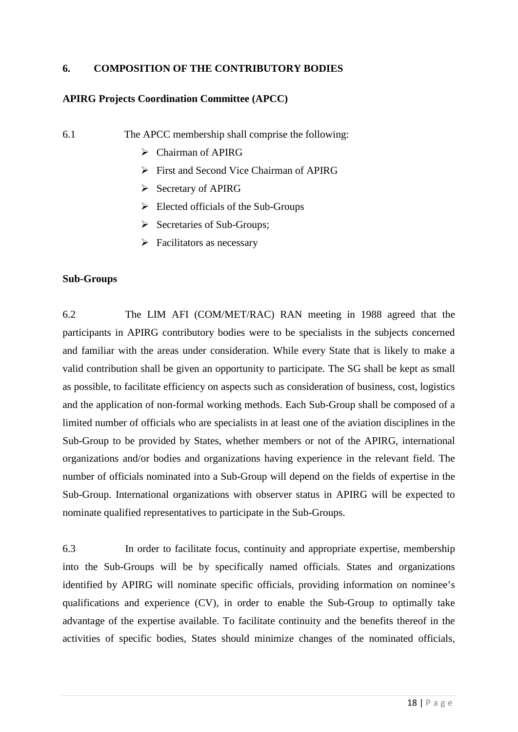## 6. COMPOSITION OF THE CONTRIBUTORY BODIES

**APIRG Projects Coordination Committee (APCC)**

6.1 The APCC membership shall comprise the following:

- Chairman of APIRG
- First and Second Vice Chairman of APIRG
- Secretary of APIRG
- Elected officials of the Sub-Groups
- Secretaries of Sub-Groups;
- Facilitators as necessary

**Sub-Groups**

6.2 The LIM AFI (COM/MET/RAC) RAN meeting in 1988 agreed that the participants in APIRG contributory bodies were to be specialists in the subjects concerned and familiar with the areas under consideration. While every State that is likely to make a valid contribution shall be given an opportunity to participate. The SG shall be kept as small as possible, to facilitate efficiency on aspects such as consideration of business, cost, logistics and the application of non-formal working methods. Each Sub-Group shall be composed of a limited number of officials who are specialists in at least one of the aviation disciplines in the Sub-Group to be provided by States, whether members or not of the APIRG, international organizations and/or bodies and organizations having experience in the relevant field. The number of officials nominated into a Sub-Group will depend on the fields of expertise in the Sub-Group. International organizations with observer status in APIRG will be expected to nominate qualified representatives to participate in the Sub-Groups.

6.3 In order to facilitate focus, continuity and appropriate expertise, membership into the Sub-Groups will be by specifically named officials. States and organizations identified by APIRG will nominate specific officials, providing information on nominee's qualifications and experience (CV), in order to enable the Sub-Group to optimally take advantage of the expertise available. To facilitate continuity and the benefits thereof in the activities of specific bodies, States should minimize changes of the nominated officials,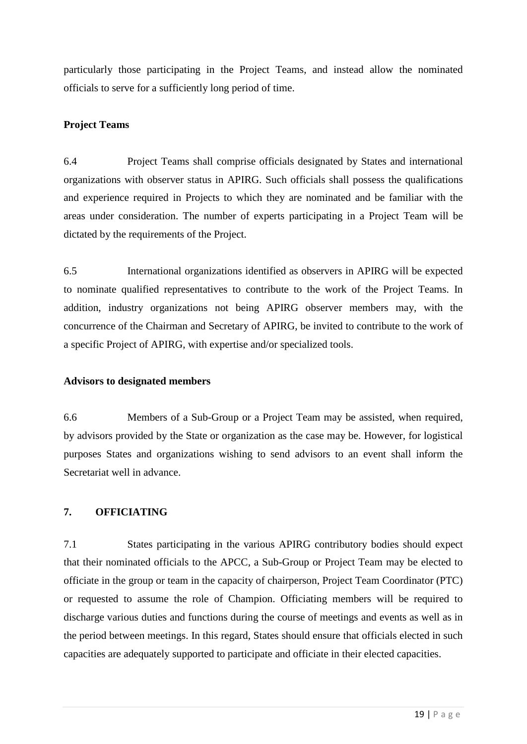particularly those participating in the Project Teams, and instead allow the nominated officials to serve for a sufficiently long period of time.

**Project Teams**

6.4 Project Teams shall comprise officials designated by States and international organizations with observer status in APIRG. Such officials shall possess the qualifications and experience required in Projects to which they are nominated and be familiar with the areas under consideration. The number of experts participating in a Project Team will be dictated by the requirements of the Project.

6.5 International organizations identified as observers in APIRG will be expected to nominate qualified representatives to contribute to the work of the Project Teams. In addition, industry organizations not being APIRG observer members may, with the concurrence of the Chairman and Secretary of APIRG, be invited to contribute to the work of a specific Project of APIRG, with expertise and/or specialized tools.

**Advisors to designated members**

6.6 Members of a Sub-Group or a Project Team may be assisted, when required, by advisors provided by the State or organization as the case may be. However, for logistical purposes States and organizations wishing to send advisors to an event shall inform the Secretariat well in advance.

## 7. OFFICIATING

7.1 States participating in the various APIRG contributory bodies should expect that their nominated officials to the APCC, a Sub-Group or Project Team may be elected to officiate in the group or team in the capacity of chairperson, Project Team Coordinator (PTC) or requested to assume the role of Champion. Officiating members will be required to discharge various duties and functions during the course of meetings and events as well as in the period between meetings. In this regard, States should ensure that officials elected in such capacities are adequately supported to participate and officiate in their elected capacities.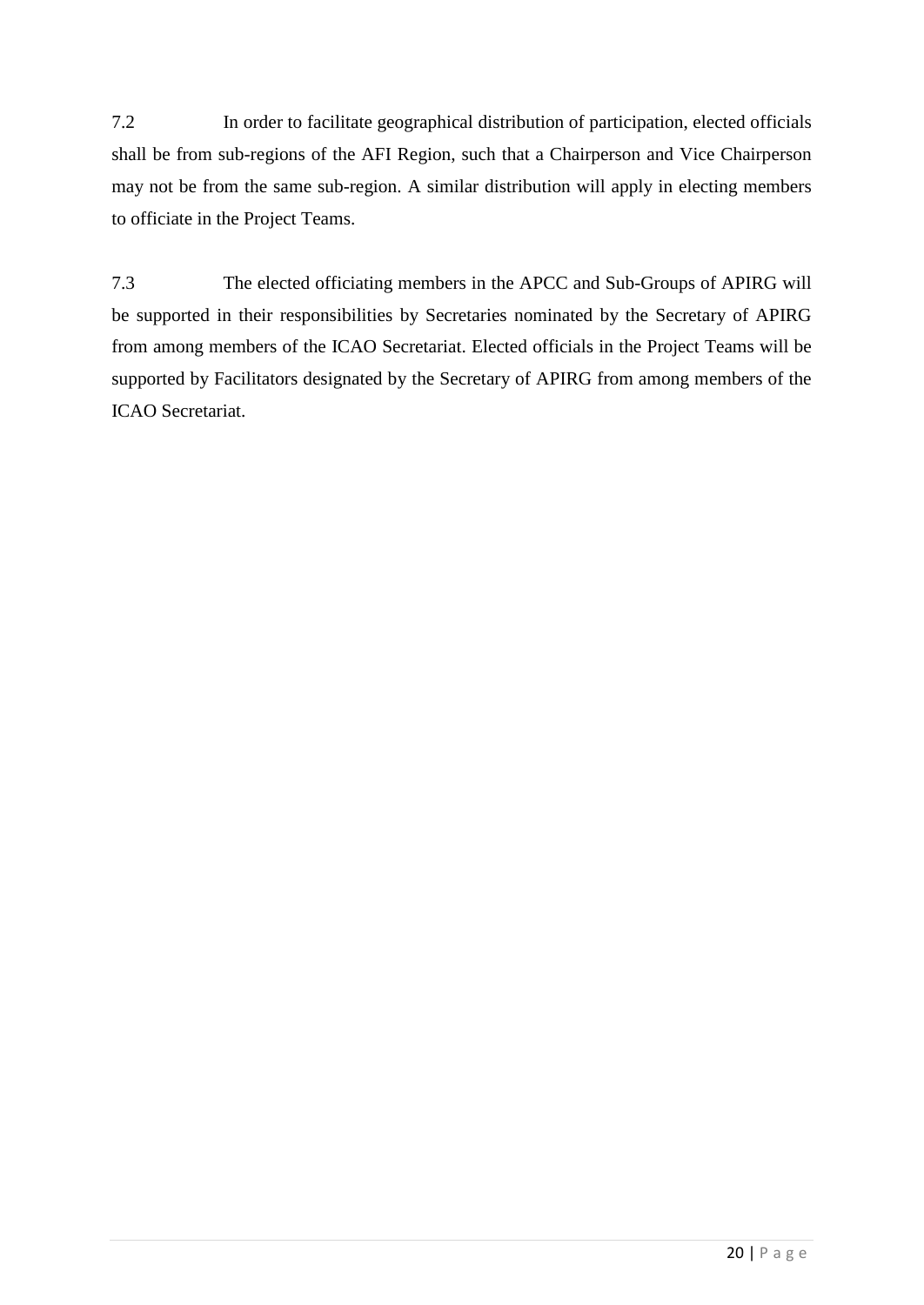7.2 In order to facilitate geographical distribution of participation, elected officials shall be from sub-regions of the AFI Region, such that a Chairperson and Vice Chairperson may not be from the same sub-region. A similar distribution will apply in electing members to officiate in the Project Teams.

7.3 The elected officiating members in the APCC and Sub-Groups of APIRG will be supported in their responsibilities by Secretaries nominated by the Secretary of APIRG from among members of the ICAO Secretariat. Elected officials in the Project Teams will be supported by Facilitators designated by the Secretary of APIRG from among members of the ICAO Secretariat.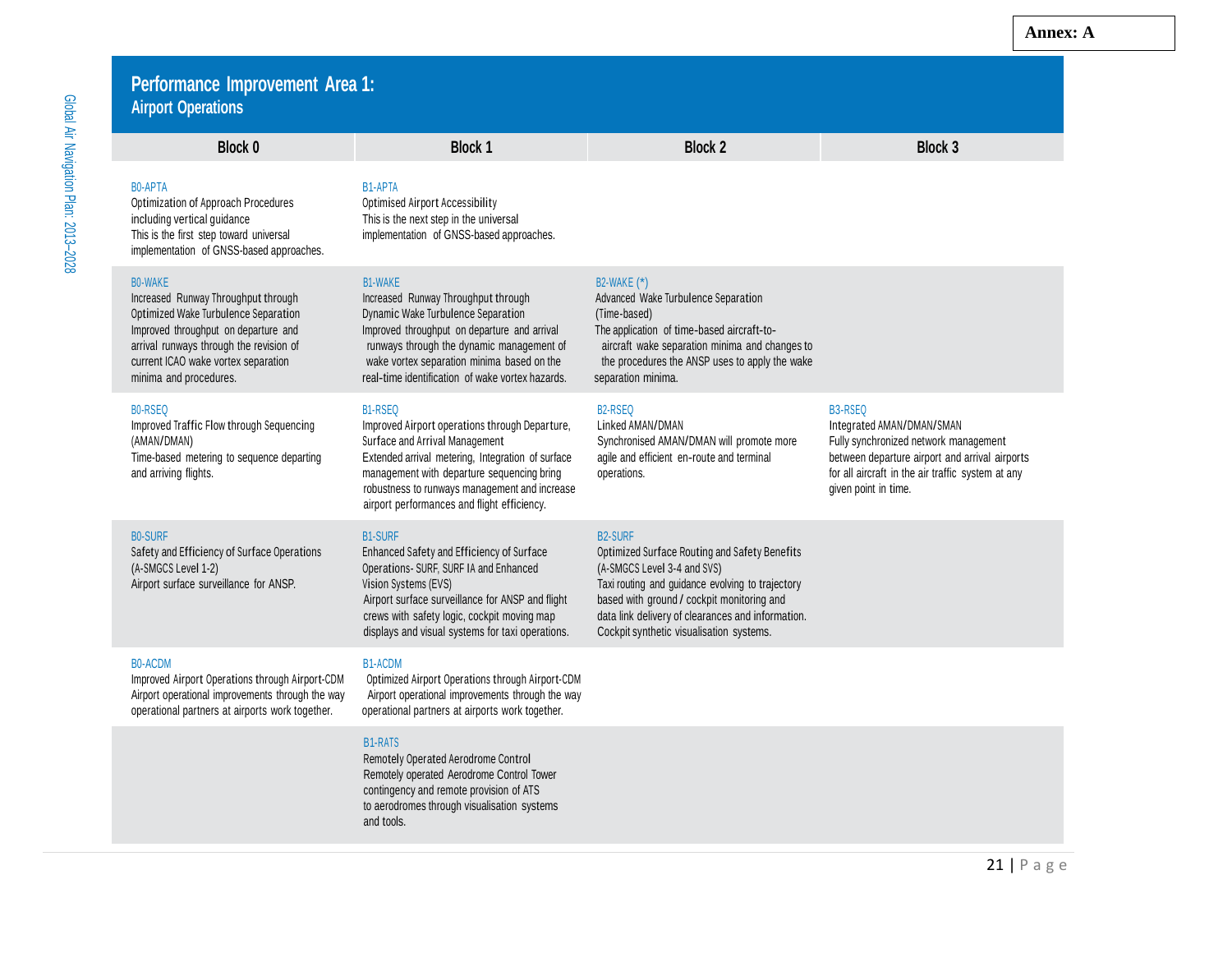**Annex: A**

## Performance Improvement Area 1: Airport Operations

| Block 0 | Block 1 | Block 2 | Block 3 |
|---|---|---|---|
| B0-APTA<br>Optimization of Approach Procedures including vertical guidance<br>This is the first step toward universal implementation of GNSS-based approaches. | B1-APTA<br>Optimised Airport Accessibility<br>This is the next step in the universal implementation of GNSS-based approaches. | | |
| B0-WAKE<br>Increased Runway Throughput through Optimized Wake Turbulence Separation<br>Improved throughput on departure and arrival runways through the revision of current ICAO wake vortex separation minima and procedures. | B1-WAKE<br>Increased Runway Throughput through Dynamic Wake Turbulence Separation<br>Improved throughput on departure and arrival runways through the dynamic management of wake vortex separation minima based on the real-time identification of wake vortex hazards. | B2-WAKE (*)<br>Advanced Wake Turbulence Separation (Time-based)<br>The application of time-based aircraft-to-aircraft wake separation minima and changes to the procedures the ANSP uses to apply the wake separation minima. | |
| B0-RSEQ<br>Improved Traffic Flow through Sequencing (AMAN/DMAN)<br>Time-based metering to sequence departing and arriving flights. | B1-RSEQ<br>Improved Airport operations through Departure, Surface and Arrival Management<br>Extended arrival metering, Integration of surface management with departure sequencing bring robustness to runways management and increase airport performances and flight efficiency. | B2-RSEQ<br>Linked AMAN/DMAN<br>Synchronised AMAN/DMAN will promote more agile and efficient en-route and terminal operations. | B3-RSEQ<br>Integrated AMAN/DMAN/SMAN<br>Fully synchronized network management between departure airport and arrival airports for all aircraft in the air traffic system at any given point in time. |
| B0-SURF<br>Safety and Efficiency of Surface Operations (A-SMGCS Level 1-2)<br>Airport surface surveillance for ANSP. | B1-SURF<br>Enhanced Safety and Efficiency of Surface Operations- SURF, SURF IA and Enhanced Vision Systems (EVS)<br>Airport surface surveillance for ANSP and flight crews with safety logic, cockpit moving map displays and visual systems for taxi operations. | B2-SURF<br>Optimized Surface Routing and Safety Benefits (A-SMGCS Level 3-4 and SVS)<br>Taxi routing and guidance evolving to trajectory based with ground / cockpit monitoring and data link delivery of clearances and information. Cockpit synthetic visualisation systems. | |
| B0-ACDM<br>Improved Airport Operations through Airport-CDM<br>Airport operational improvements through the way operational partners at airports work together. | B1-ACDM<br>Optimized Airport Operations through Airport-CDM<br>Airport operational improvements through the way operational partners at airports work together. | | |
| | B1-RATS<br>Remotely Operated Aerodrome Control<br>Remotely operated Aerodrome Control Tower contingency and remote provision of ATS to aerodromes through visualisation systems and tools. | | |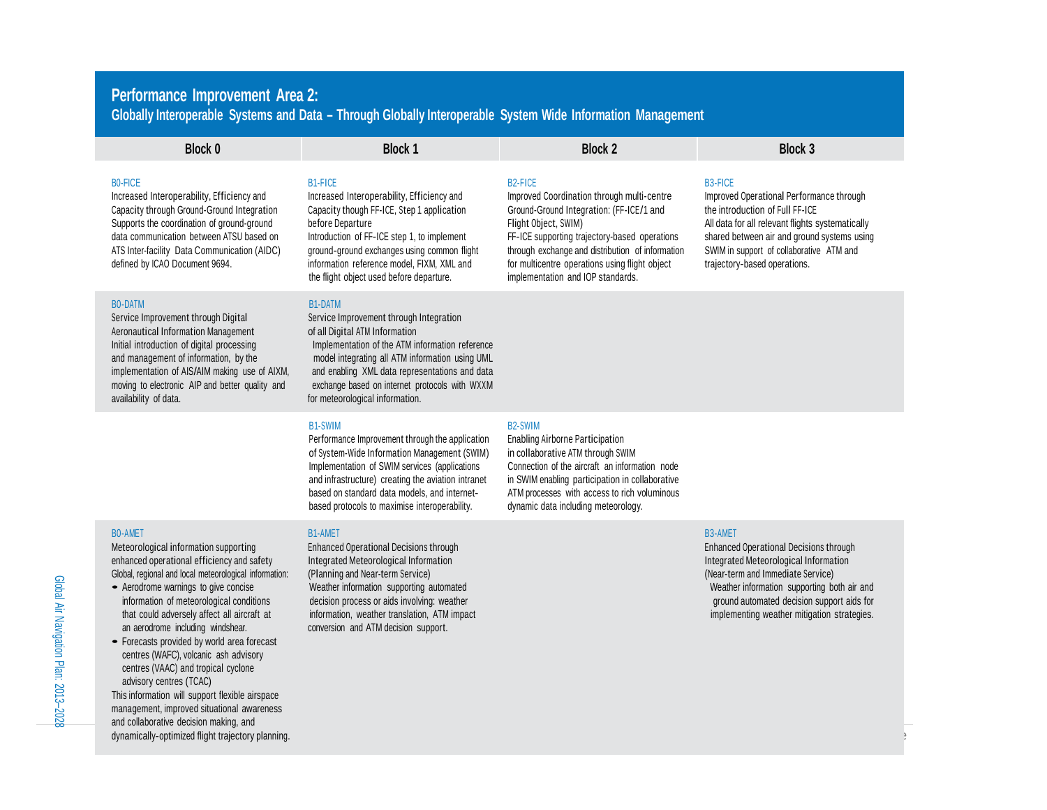## Performance Improvement Area 2:

### Globally Interoperable Systems and Data – Through Globally Interoperable System Wide Information Management

| Block 0 | Block 1 | Block 2 | Block 3 |
|---|---|---|---|
| B0-FICE<br>Increased Interoperability, Efficiency and Capacity through Ground-Ground Integration<br>Supports the coordination of ground-ground data communication between ATSU based on ATS Inter-facility Data Communication (AIDC) defined by ICAO Document 9694. | B1-FICE<br>Increased Interoperability, Efficiency and Capacity though FF-ICE, Step 1 application before Departure<br>Introduction of FF-ICE step 1, to implement ground-ground exchanges using common flight information reference model, FIXM, XML and the flight object used before departure. | B2-FICE<br>Improved Coordination through multi-centre Ground-Ground Integration: (FF-ICE/1 and Flight Object, SWIM)<br>FF-ICE supporting trajectory-based operations through exchange and distribution of information for multicentre operations using flight object implementation and IOP standards. | B3-FICE<br>Improved Operational Performance through the introduction of Full FF-ICE<br>All data for all relevant flights systematically shared between air and ground systems using SWIM in support of collaborative ATM and trajectory-based operations. |
| B0-DATM<br>Service Improvement through Digital Aeronautical Information Management<br>Initial introduction of digital processing and management of information, by the implementation of AIS/AIM making use of AIXM, moving to electronic AIP and better quality and availability of data. | B1-DATM<br>Service Improvement through Integration of all Digital ATM Information<br>Implementation of the ATM information reference model integrating all ATM information using UML and enabling XML data representations and data exchange based on internet protocols with WXXM for meteorological information. | | |
| | B1-SWIM<br>Performance Improvement through the application of System-Wide Information Management (SWIM)<br>Implementation of SWIM services (applications and infrastructure) creating the aviation intranet based on standard data models, and internet-based protocols to maximise interoperability. | B2-SWIM<br>Enabling Airborne Participation in collaborative ATM through SWIM<br>Connection of the aircraft an information node in SWIM enabling participation in collaborative ATM processes with access to rich voluminous dynamic data including meteorology. | |
| B0-AMET<br>Meteorological information supporting enhanced operational efficiency and safety<br>Global, regional and local meteorological information:<br>• Aerodrome warnings to give concise information of meteorological conditions that could adversely affect all aircraft at an aerodrome including windshear.<br>• Forecasts provided by world area forecast centres (WAFC), volcanic ash advisory centres (VAAC) and tropical cyclone advisory centres (TCAC)<br>This information will support flexible airspace management, improved situational awareness and collaborative decision making, and dynamically-optimized flight trajectory planning. | B1-AMET<br>Enhanced Operational Decisions through Integrated Meteorological Information (Planning and Near-term Service)<br>Weather information supporting automated decision process or aids involving: weather information, weather translation, ATM impact conversion and ATM decision support. | | B3-AMET<br>Enhanced Operational Decisions through Integrated Meteorological Information (Near-term and Immediate Service)<br>Weather information supporting both air and ground automated decision support aids for implementing weather mitigation strategies. |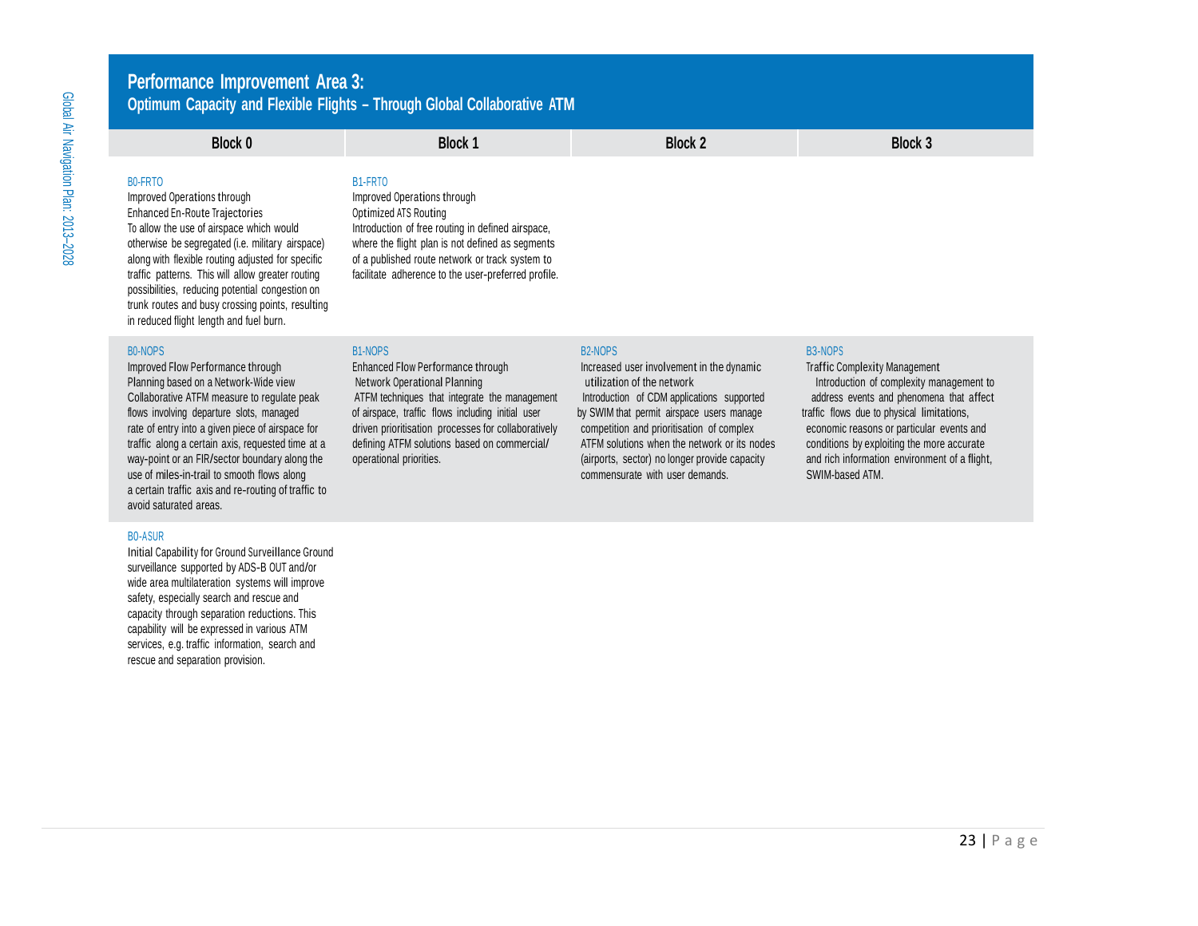## Performance Improvement Area 3:
### Optimum Capacity and Flexible Flights – Through Global Collaborative ATM

| Block 0 | Block 1 | Block 2 | Block 3 |
|---|---|---|---|
| B0-FRTO<br>Improved Operations through Enhanced En-Route Trajectories<br>To allow the use of airspace which would otherwise be segregated (i.e. military airspace) along with flexible routing adjusted for specific traffic patterns. This will allow greater routing possibilities, reducing potential congestion on trunk routes and busy crossing points, resulting in reduced flight length and fuel burn. | B1-FRTO<br>Improved Operations through Optimized ATS Routing<br>Introduction of free routing in defined airspace, where the flight plan is not defined as segments of a published route network or track system to facilitate adherence to the user-preferred profile. | | |
| B0-NOPS<br>Improved Flow Performance through Planning based on a Network-Wide view<br>Collaborative ATFM measure to regulate peak flows involving departure slots, managed rate of entry into a given piece of airspace for traffic along a certain axis, requested time at a way-point or an FIR/sector boundary along the use of miles-in-trail to smooth flows along a certain traffic axis and re-routing of traffic to avoid saturated areas. | B1-NOPS<br>Enhanced Flow Performance through Network Operational Planning<br>ATFM techniques that integrate the management of airspace, traffic flows including initial user driven prioritisation processes for collaboratively defining ATFM solutions based on commercial/ operational priorities. | B2-NOPS<br>Increased user involvement in the dynamic utilization of the network<br>Introduction of CDM applications supported by SWIM that permit airspace users manage competition and prioritisation of complex ATFM solutions when the network or its nodes (airports, sector) no longer provide capacity commensurate with user demands. | B3-NOPS<br>Traffic Complexity Management<br>Introduction of complexity management to address events and phenomena that affect traffic flows due to physical limitations, economic reasons or particular events and conditions by exploiting the more accurate and rich information environment of a flight, SWIM-based ATM. |
| B0-ASUR<br>Initial Capability for Ground Surveillance Ground surveillance supported by ADS-B OUT and/or wide area multilateration systems will improve safety, especially search and rescue and capacity through separation reductions. This capability will be expressed in various ATM services, e.g. traffic information, search and rescue and separation provision. | | | |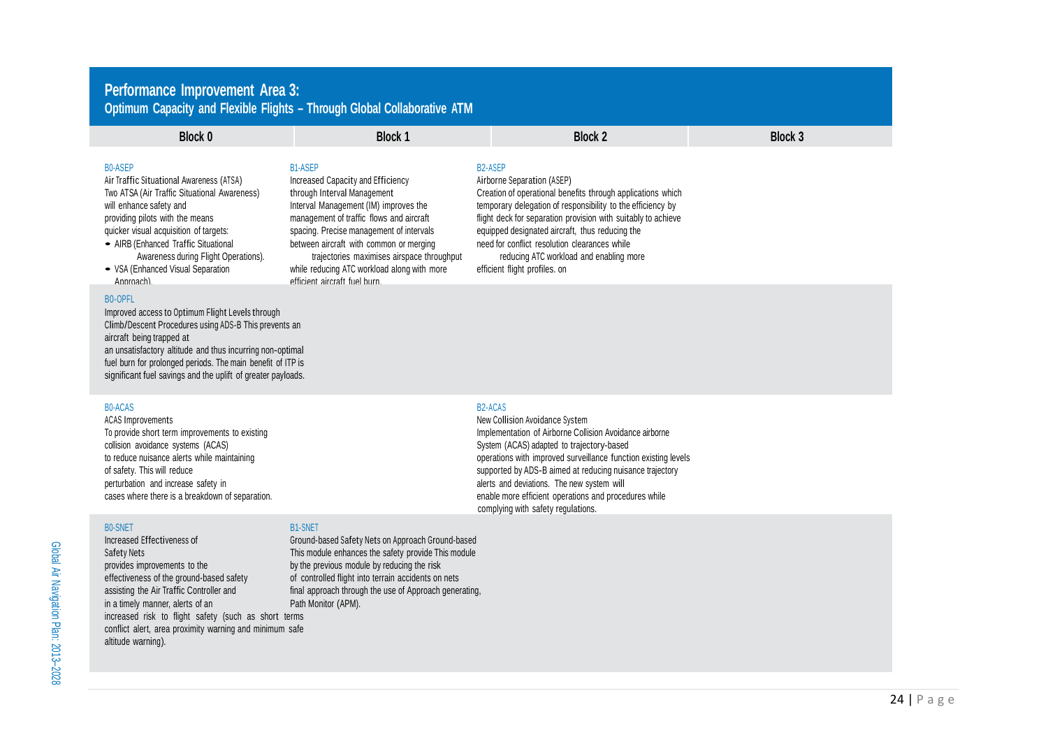## Performance Improvement Area 3:

### Optimum Capacity and Flexible Flights – Through Global Collaborative ATM

| Block 0 | Block 1 | Block 2 | Block 3 |
|---|---|---|---|
| B0-ASEP<br>Air Traffic Situational Awareness (ATSA)<br>Two ATSA (Air Traffic Situational Awareness) will enhance safety and providing pilots with the means quicker visual acquisition of targets:<br>• AIRB (Enhanced Traffic Situational Awareness during Flight Operations).<br>• VSA (Enhanced Visual Separation Approach). | B1-ASEP<br>Increased Capacity and Efficiency through Interval Management<br>Interval Management (IM) improves the management of traffic flows and aircraft spacing. Precise management of intervals between aircraft with common or merging trajectories maximises airspace throughput while reducing ATC workload along with more efficient aircraft fuel burn. | B2-ASEP<br>Airborne Separation (ASEP)<br>Creation of operational benefits through applications which temporary delegation of responsibility to the efficiency by flight deck for separation provision with suitably to achieve equipped designated aircraft, thus reducing the need for conflict resolution clearances while reducing ATC workload and enabling more efficient flight profiles. on | |
| B0-OPFL<br>Improved access to Optimum Flight Levels through Climb/Descent Procedures using ADS-B This prevents an aircraft being trapped at an unsatisfactory altitude and thus incurring non-optimal fuel burn for prolonged periods. The main benefit of ITP is significant fuel savings and the uplift of greater payloads. | | | |
| B0-ACAS<br>ACAS Improvements<br>To provide short term improvements to existing collision avoidance systems (ACAS) to reduce nuisance alerts while maintaining of safety. This will reduce perturbation and increase safety in cases where there is a breakdown of separation. | | B2-ACAS<br>New Collision Avoidance System<br>Implementation of Airborne Collision Avoidance airborne System (ACAS) adapted to trajectory-based operations with improved surveillance function existing levels supported by ADS-B aimed at reducing nuisance trajectory alerts and deviations. The new system will enable more efficient operations and procedures while complying with safety regulations. | |
| B0-SNET<br>Increased Effectiveness of Safety Nets<br>provides improvements to the effectiveness of the ground-based safety assisting the Air Traffic Controller and in a timely manner, alerts of an increased risk to flight safety (such as short terms conflict alert, area proximity warning and minimum safe altitude warning). | B1-SNET<br>Ground-based Safety Nets on Approach Ground-based This module enhances the safety provide This module by the previous module by reducing the risk of controlled flight into terrain accidents on nets final approach through the use of Approach generating, Path Monitor (APM). | | |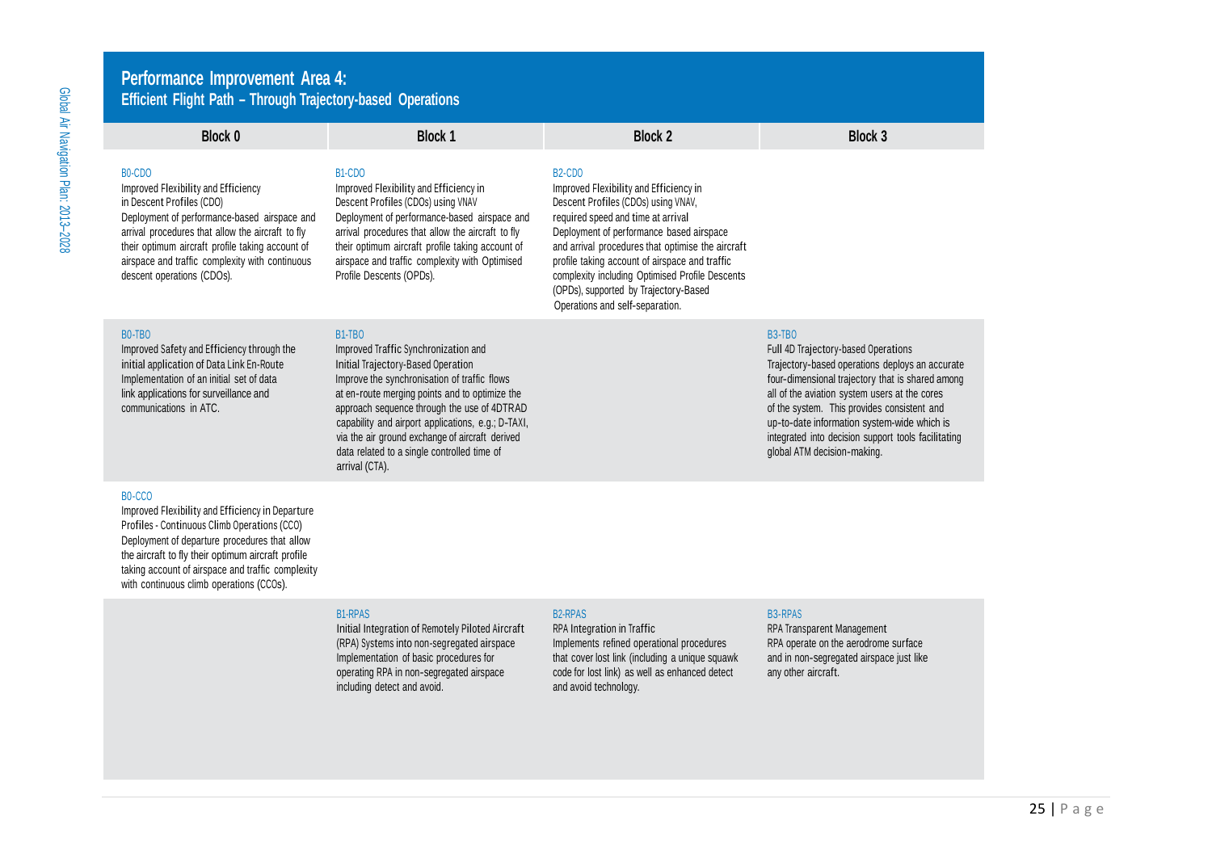# Performance Improvement Area 4:
## Efficient Flight Path – Through Trajectory-based Operations

| Block 0 | Block 1 | Block 2 | Block 3 |
|---|---|---|---|
| B0-CDO<br>Improved Flexibility and Efficiency in Descent Profiles (CDO)<br>Deployment of performance-based airspace and arrival procedures that allow the aircraft to fly their optimum aircraft profile taking account of airspace and traffic complexity with continuous descent operations (CDOs). | B1-CDO<br>Improved Flexibility and Efficiency in Descent Profiles (CDOs) using VNAV<br>Deployment of performance-based airspace and arrival procedures that allow the aircraft to fly their optimum aircraft profile taking account of airspace and traffic complexity with Optimised Profile Descents (OPDs). | B2-CDO<br>Improved Flexibility and Efficiency in Descent Profiles (CDOs) using VNAV, required speed and time at arrival<br>Deployment of performance based airspace and arrival procedures that optimise the aircraft profile taking account of airspace and traffic complexity including Optimised Profile Descents (OPDs), supported by Trajectory-Based Operations and self-separation. | |
| B0-TBO<br>Improved Safety and Efficiency through the initial application of Data Link En-Route<br>Implementation of an initial set of data link applications for surveillance and communications in ATC. | B1-TBO<br>Improved Traffic Synchronization and Initial Trajectory-Based Operation<br>Improve the synchronisation of traffic flows at en-route merging points and to optimize the approach sequence through the use of 4DTRAD capability and airport applications, e.g.; D-TAXI, via the air ground exchange of aircraft derived data related to a single controlled time of arrival (CTA). | | B3-TBO<br>Full 4D Trajectory-based Operations<br>Trajectory-based operations deploys an accurate four-dimensional trajectory that is shared among all of the aviation system users at the cores of the system. This provides consistent and up-to-date information system-wide which is integrated into decision support tools facilitating global ATM decision-making. |
| B0-CCO<br>Improved Flexibility and Efficiency in Departure Profiles - Continuous Climb Operations (CCO)<br>Deployment of departure procedures that allow the aircraft to fly their optimum aircraft profile taking account of airspace and traffic complexity with continuous climb operations (CCOs). | | | |
| | B1-RPAS<br>Initial Integration of Remotely Piloted Aircraft (RPA) Systems into non-segregated airspace<br>Implementation of basic procedures for operating RPA in non-segregated airspace including detect and avoid. | B2-RPAS<br>RPA Integration in Traffic<br>Implements refined operational procedures that cover lost link (including a unique squawk code for lost link) as well as enhanced detect and avoid technology. | B3-RPAS<br>RPA Transparent Management<br>RPA operate on the aerodrome surface and in non-segregated airspace just like any other aircraft. |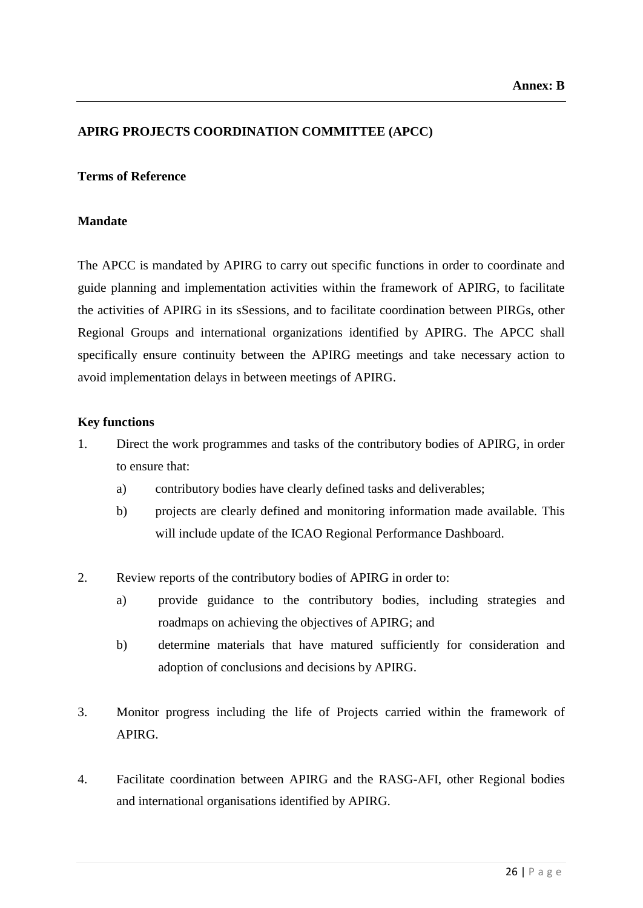**Annex: B**

---

**APIRG PROJECTS COORDINATION COMMITTEE (APCC)**

**Terms of Reference**

**Mandate**

The APCC is mandated by APIRG to carry out specific functions in order to coordinate and guide planning and implementation activities within the framework of APIRG, to facilitate the activities of APIRG in its sSessions, and to facilitate coordination between PIRGs, other Regional Groups and international organizations identified by APIRG. The APCC shall specifically ensure continuity between the APIRG meetings and take necessary action to avoid implementation delays in between meetings of APIRG.

**Key functions**

1. Direct the work programmes and tasks of the contributory bodies of APIRG, in order to ensure that:
   a) contributory bodies have clearly defined tasks and deliverables;
   b) projects are clearly defined and monitoring information made available. This will include update of the ICAO Regional Performance Dashboard.

2. Review reports of the contributory bodies of APIRG in order to:
   a) provide guidance to the contributory bodies, including strategies and roadmaps on achieving the objectives of APIRG; and
   b) determine materials that have matured sufficiently for consideration and adoption of conclusions and decisions by APIRG.

3. Monitor progress including the life of Projects carried within the framework of APIRG.

4. Facilitate coordination between APIRG and the RASG-AFI, other Regional bodies and international organisations identified by APIRG.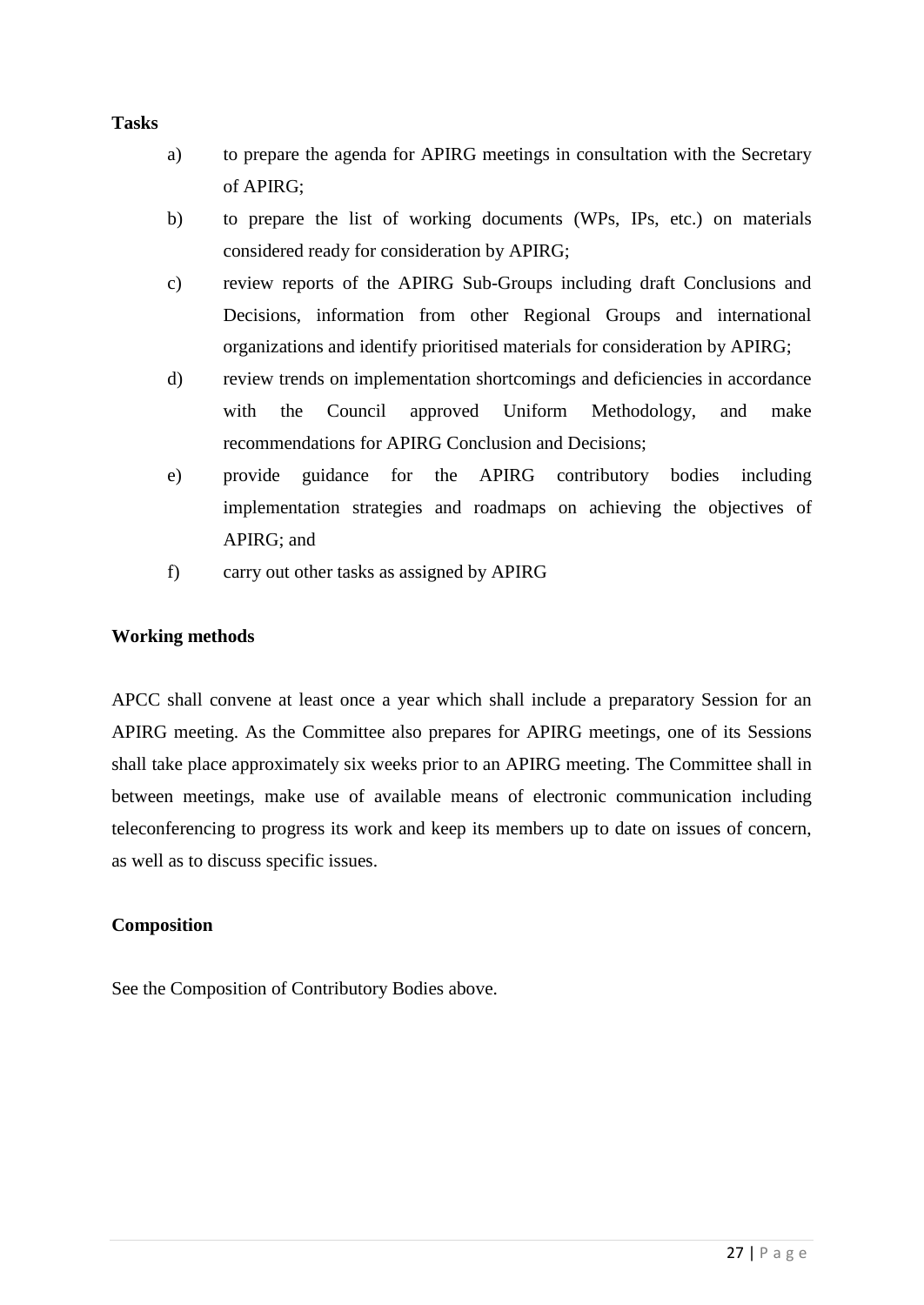**Tasks**

a) to prepare the agenda for APIRG meetings in consultation with the Secretary of APIRG;

b) to prepare the list of working documents (WPs, IPs, etc.) on materials considered ready for consideration by APIRG;

c) review reports of the APIRG Sub-Groups including draft Conclusions and Decisions, information from other Regional Groups and international organizations and identify prioritised materials for consideration by APIRG;

d) review trends on implementation shortcomings and deficiencies in accordance with the Council approved Uniform Methodology, and make recommendations for APIRG Conclusion and Decisions;

e) provide guidance for the APIRG contributory bodies including implementation strategies and roadmaps on achieving the objectives of APIRG; and

f) carry out other tasks as assigned by APIRG

**Working methods**

APCC shall convene at least once a year which shall include a preparatory Session for an APIRG meeting. As the Committee also prepares for APIRG meetings, one of its Sessions shall take place approximately six weeks prior to an APIRG meeting. The Committee shall in between meetings, make use of available means of electronic communication including teleconferencing to progress its work and keep its members up to date on issues of concern, as well as to discuss specific issues.

**Composition**

See the Composition of Contributory Bodies above.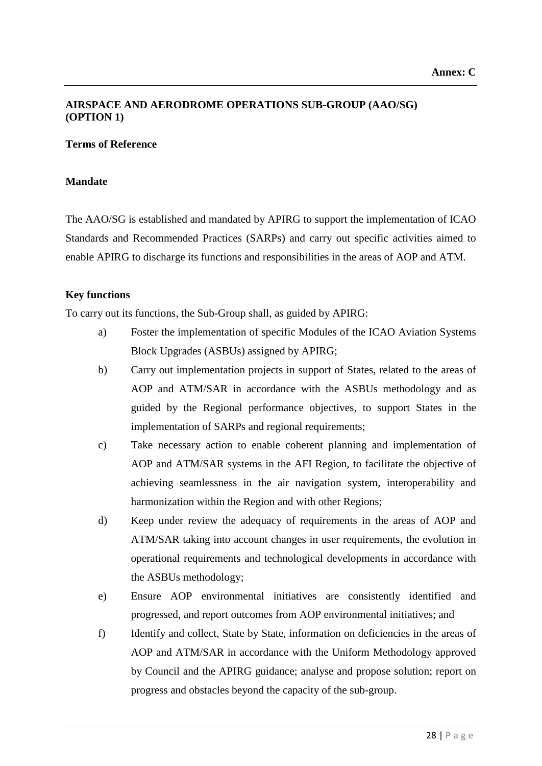**Annex: C**

## AIRSPACE AND AERODROME OPERATIONS SUB-GROUP (AAO/SG) (OPTION 1)

### Terms of Reference

### Mandate

The AAO/SG is established and mandated by APIRG to support the implementation of ICAO Standards and Recommended Practices (SARPs) and carry out specific activities aimed to enable APIRG to discharge its functions and responsibilities in the areas of AOP and ATM.

### Key functions

To carry out its functions, the Sub-Group shall, as guided by APIRG:

a) Foster the implementation of specific Modules of the ICAO Aviation Systems Block Upgrades (ASBUs) assigned by APIRG;

b) Carry out implementation projects in support of States, related to the areas of AOP and ATM/SAR in accordance with the ASBUs methodology and as guided by the Regional performance objectives, to support States in the implementation of SARPs and regional requirements;

c) Take necessary action to enable coherent planning and implementation of AOP and ATM/SAR systems in the AFI Region, to facilitate the objective of achieving seamlessness in the air navigation system, interoperability and harmonization within the Region and with other Regions;

d) Keep under review the adequacy of requirements in the areas of AOP and ATM/SAR taking into account changes in user requirements, the evolution in operational requirements and technological developments in accordance with the ASBUs methodology;

e) Ensure AOP environmental initiatives are consistently identified and progressed, and report outcomes from AOP environmental initiatives; and

f) Identify and collect, State by State, information on deficiencies in the areas of AOP and ATM/SAR in accordance with the Uniform Methodology approved by Council and the APIRG guidance; analyse and propose solution; report on progress and obstacles beyond the capacity of the sub-group.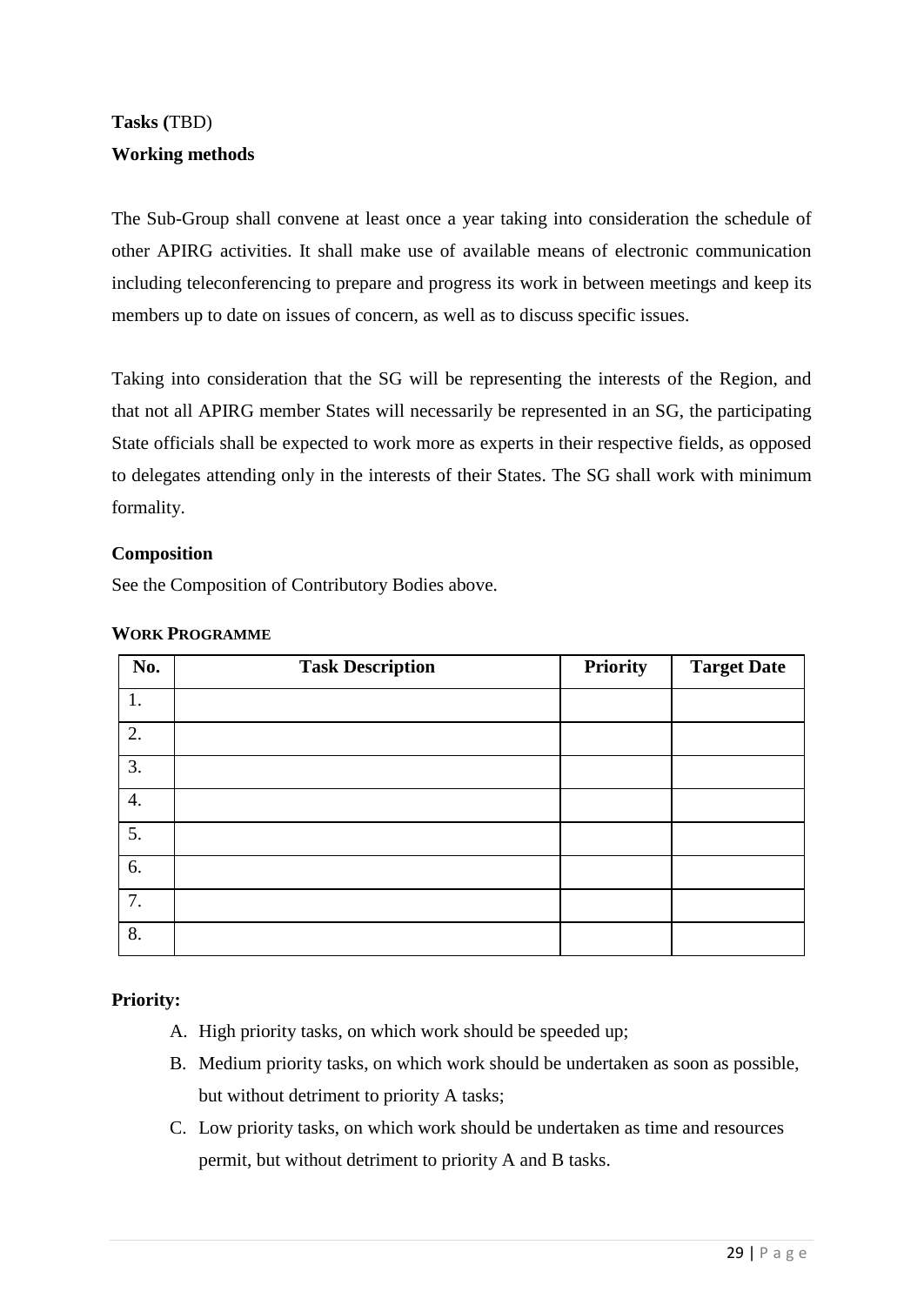**Tasks (**TBD)

**Working methods**

The Sub-Group shall convene at least once a year taking into consideration the schedule of other APIRG activities. It shall make use of available means of electronic communication including teleconferencing to prepare and progress its work in between meetings and keep its members up to date on issues of concern, as well as to discuss specific issues.

Taking into consideration that the SG will be representing the interests of the Region, and that not all APIRG member States will necessarily be represented in an SG, the participating State officials shall be expected to work more as experts in their respective fields, as opposed to delegates attending only in the interests of their States. The SG shall work with minimum formality.

**Composition**

See the Composition of Contributory Bodies above.

**WORK PROGRAMME**

| No. | Task Description | Priority | Target Date |
|---|---|---|---|
| 1. | | | |
| 2. | | | |
| 3. | | | |
| 4. | | | |
| 5. | | | |
| 6. | | | |
| 7. | | | |
| 8. | | | |

**Priority:**

A. High priority tasks, on which work should be speeded up;
B. Medium priority tasks, on which work should be undertaken as soon as possible, but without detriment to priority A tasks;
C. Low priority tasks, on which work should be undertaken as time and resources permit, but without detriment to priority A and B tasks.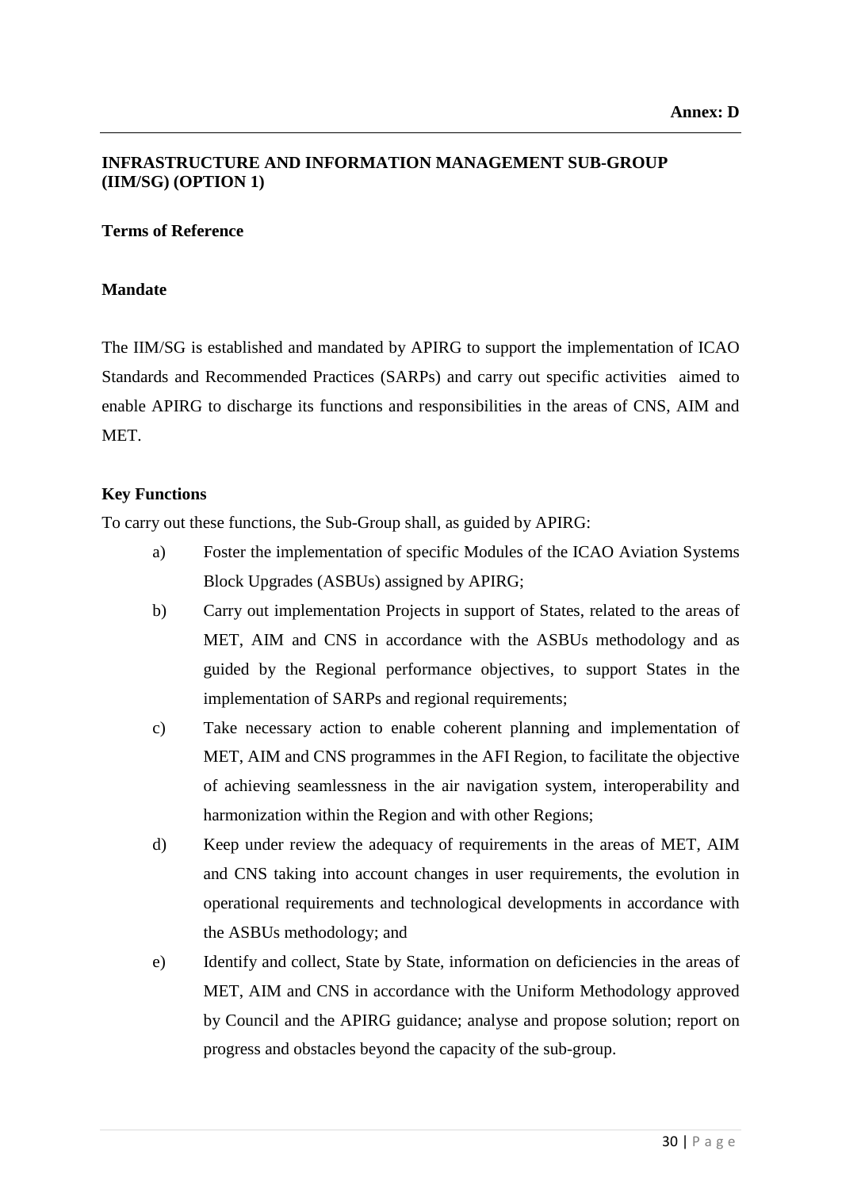**Annex: D**

## INFRASTRUCTURE AND INFORMATION MANAGEMENT SUB-GROUP (IIM/SG) (OPTION 1)

### Terms of Reference

### Mandate

The IIM/SG is established and mandated by APIRG to support the implementation of ICAO Standards and Recommended Practices (SARPs) and carry out specific activities aimed to enable APIRG to discharge its functions and responsibilities in the areas of CNS, AIM and MET.

### Key Functions

To carry out these functions, the Sub-Group shall, as guided by APIRG:

a) Foster the implementation of specific Modules of the ICAO Aviation Systems Block Upgrades (ASBUs) assigned by APIRG;

b) Carry out implementation Projects in support of States, related to the areas of MET, AIM and CNS in accordance with the ASBUs methodology and as guided by the Regional performance objectives, to support States in the implementation of SARPs and regional requirements;

c) Take necessary action to enable coherent planning and implementation of MET, AIM and CNS programmes in the AFI Region, to facilitate the objective of achieving seamlessness in the air navigation system, interoperability and harmonization within the Region and with other Regions;

d) Keep under review the adequacy of requirements in the areas of MET, AIM and CNS taking into account changes in user requirements, the evolution in operational requirements and technological developments in accordance with the ASBUs methodology; and

e) Identify and collect, State by State, information on deficiencies in the areas of MET, AIM and CNS in accordance with the Uniform Methodology approved by Council and the APIRG guidance; analyse and propose solution; report on progress and obstacles beyond the capacity of the sub-group.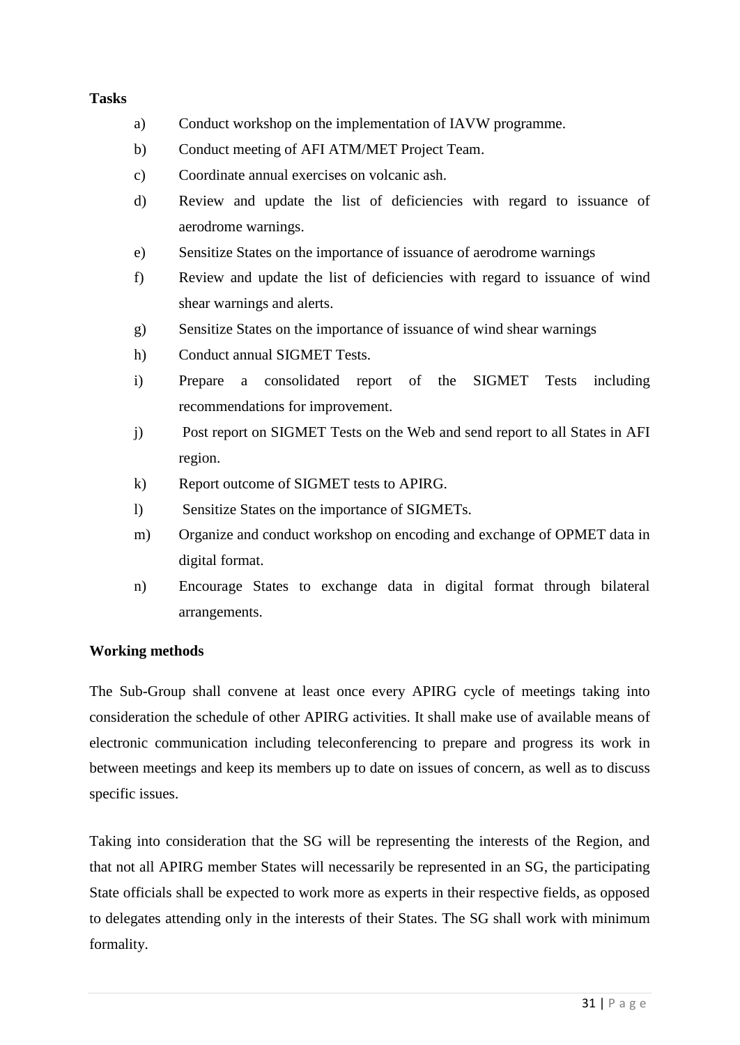**Tasks**

a) Conduct workshop on the implementation of IAVW programme.

b) Conduct meeting of AFI ATM/MET Project Team.

c) Coordinate annual exercises on volcanic ash.

d) Review and update the list of deficiencies with regard to issuance of aerodrome warnings.

e) Sensitize States on the importance of issuance of aerodrome warnings

f) Review and update the list of deficiencies with regard to issuance of wind shear warnings and alerts.

g) Sensitize States on the importance of issuance of wind shear warnings

h) Conduct annual SIGMET Tests.

i) Prepare a consolidated report of the SIGMET Tests including recommendations for improvement.

j) Post report on SIGMET Tests on the Web and send report to all States in AFI region.

k) Report outcome of SIGMET tests to APIRG.

l) Sensitize States on the importance of SIGMETs.

m) Organize and conduct workshop on encoding and exchange of OPMET data in digital format.

n) Encourage States to exchange data in digital format through bilateral arrangements.

**Working methods**

The Sub-Group shall convene at least once every APIRG cycle of meetings taking into consideration the schedule of other APIRG activities. It shall make use of available means of electronic communication including teleconferencing to prepare and progress its work in between meetings and keep its members up to date on issues of concern, as well as to discuss specific issues.

Taking into consideration that the SG will be representing the interests of the Region, and that not all APIRG member States will necessarily be represented in an SG, the participating State officials shall be expected to work more as experts in their respective fields, as opposed to delegates attending only in the interests of their States. The SG shall work with minimum formality.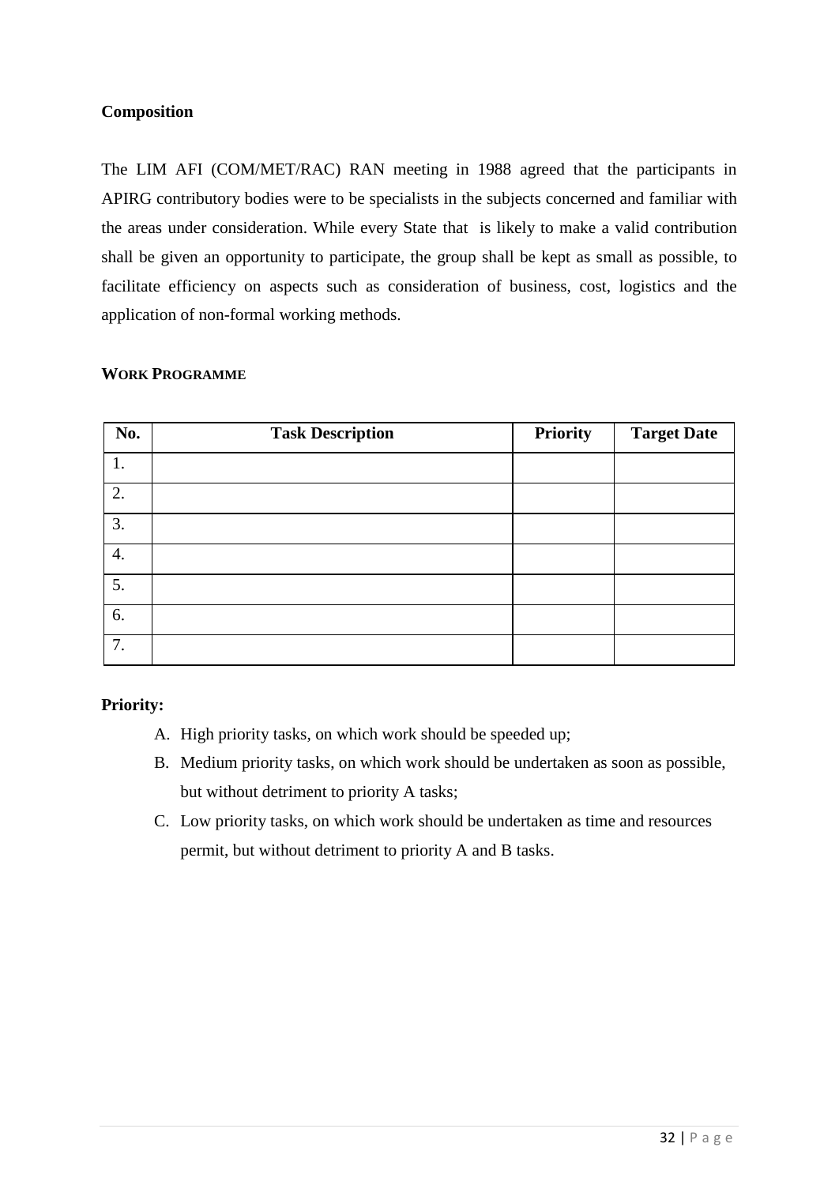**Composition**

The LIM AFI (COM/MET/RAC) RAN meeting in 1988 agreed that the participants in APIRG contributory bodies were to be specialists in the subjects concerned and familiar with the areas under consideration. While every State that  is likely to make a valid contribution shall be given an opportunity to participate, the group shall be kept as small as possible, to facilitate efficiency on aspects such as consideration of business, cost, logistics and the application of non-formal working methods.

**WORK PROGRAMME**

| No. | Task Description | Priority | Target Date |
|---|---|---|---|
| 1. | | | |
| 2. | | | |
| 3. | | | |
| 4. | | | |
| 5. | | | |
| 6. | | | |
| 7. | | | |

**Priority:**

A. High priority tasks, on which work should be speeded up;
B. Medium priority tasks, on which work should be undertaken as soon as possible, but without detriment to priority A tasks;
C. Low priority tasks, on which work should be undertaken as time and resources permit, but without detriment to priority A and B tasks.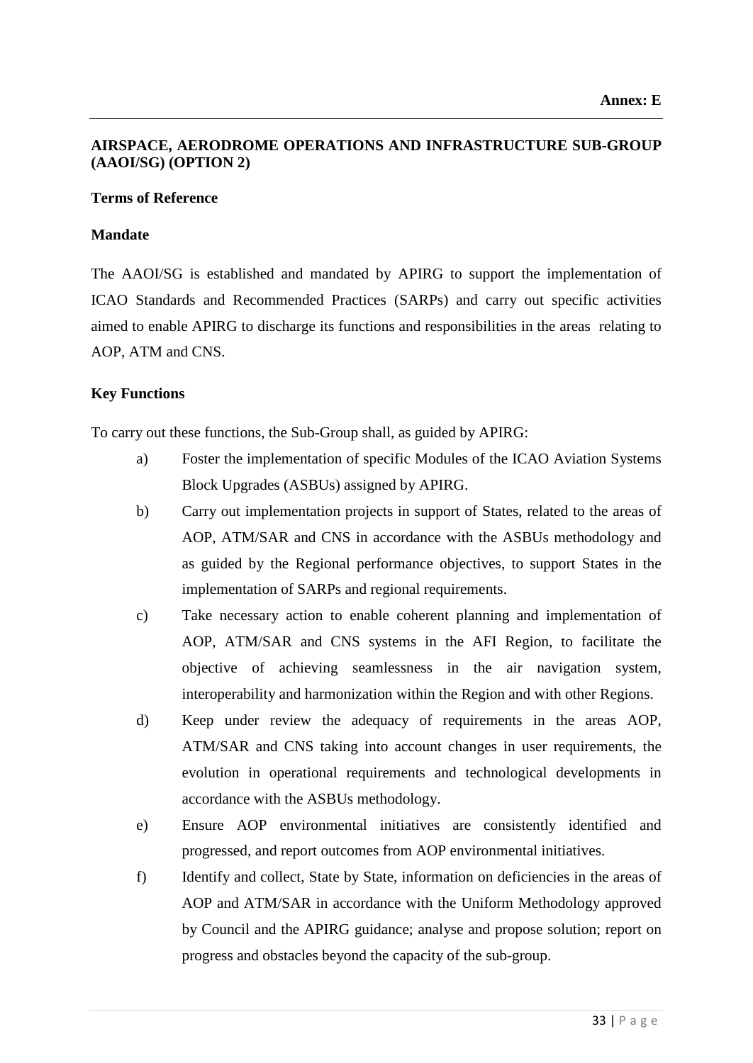**Annex: E**

## AIRSPACE, AERODROME OPERATIONS AND INFRASTRUCTURE SUB-GROUP (AAOI/SG) (OPTION 2)

### Terms of Reference

### Mandate

The AAOI/SG is established and mandated by APIRG to support the implementation of ICAO Standards and Recommended Practices (SARPs) and carry out specific activities aimed to enable APIRG to discharge its functions and responsibilities in the areas relating to AOP, ATM and CNS.

### Key Functions

To carry out these functions, the Sub-Group shall, as guided by APIRG:

a) Foster the implementation of specific Modules of the ICAO Aviation Systems Block Upgrades (ASBUs) assigned by APIRG.

b) Carry out implementation projects in support of States, related to the areas of AOP, ATM/SAR and CNS in accordance with the ASBUs methodology and as guided by the Regional performance objectives, to support States in the implementation of SARPs and regional requirements.

c) Take necessary action to enable coherent planning and implementation of AOP, ATM/SAR and CNS systems in the AFI Region, to facilitate the objective of achieving seamlessness in the air navigation system, interoperability and harmonization within the Region and with other Regions.

d) Keep under review the adequacy of requirements in the areas AOP, ATM/SAR and CNS taking into account changes in user requirements, the evolution in operational requirements and technological developments in accordance with the ASBUs methodology.

e) Ensure AOP environmental initiatives are consistently identified and progressed, and report outcomes from AOP environmental initiatives.

f) Identify and collect, State by State, information on deficiencies in the areas of AOP and ATM/SAR in accordance with the Uniform Methodology approved by Council and the APIRG guidance; analyse and propose solution; report on progress and obstacles beyond the capacity of the sub-group.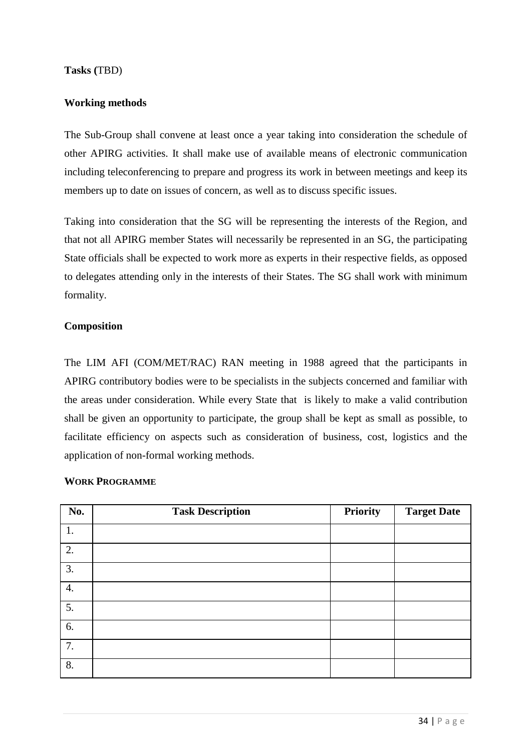**Tasks (**TBD)

**Working methods**

The Sub-Group shall convene at least once a year taking into consideration the schedule of other APIRG activities. It shall make use of available means of electronic communication including teleconferencing to prepare and progress its work in between meetings and keep its members up to date on issues of concern, as well as to discuss specific issues.

Taking into consideration that the SG will be representing the interests of the Region, and that not all APIRG member States will necessarily be represented in an SG, the participating State officials shall be expected to work more as experts in their respective fields, as opposed to delegates attending only in the interests of their States. The SG shall work with minimum formality.

**Composition**

The LIM AFI (COM/MET/RAC) RAN meeting in 1988 agreed that the participants in APIRG contributory bodies were to be specialists in the subjects concerned and familiar with the areas under consideration. While every State that is likely to make a valid contribution shall be given an opportunity to participate, the group shall be kept as small as possible, to facilitate efficiency on aspects such as consideration of business, cost, logistics and the application of non-formal working methods.

**WORK PROGRAMME**

| No. | Task Description | Priority | Target Date |
|---|---|---|---|
| 1. | | | |
| 2. | | | |
| 3. | | | |
| 4. | | | |
| 5. | | | |
| 6. | | | |
| 7. | | | |
| 8. | | | |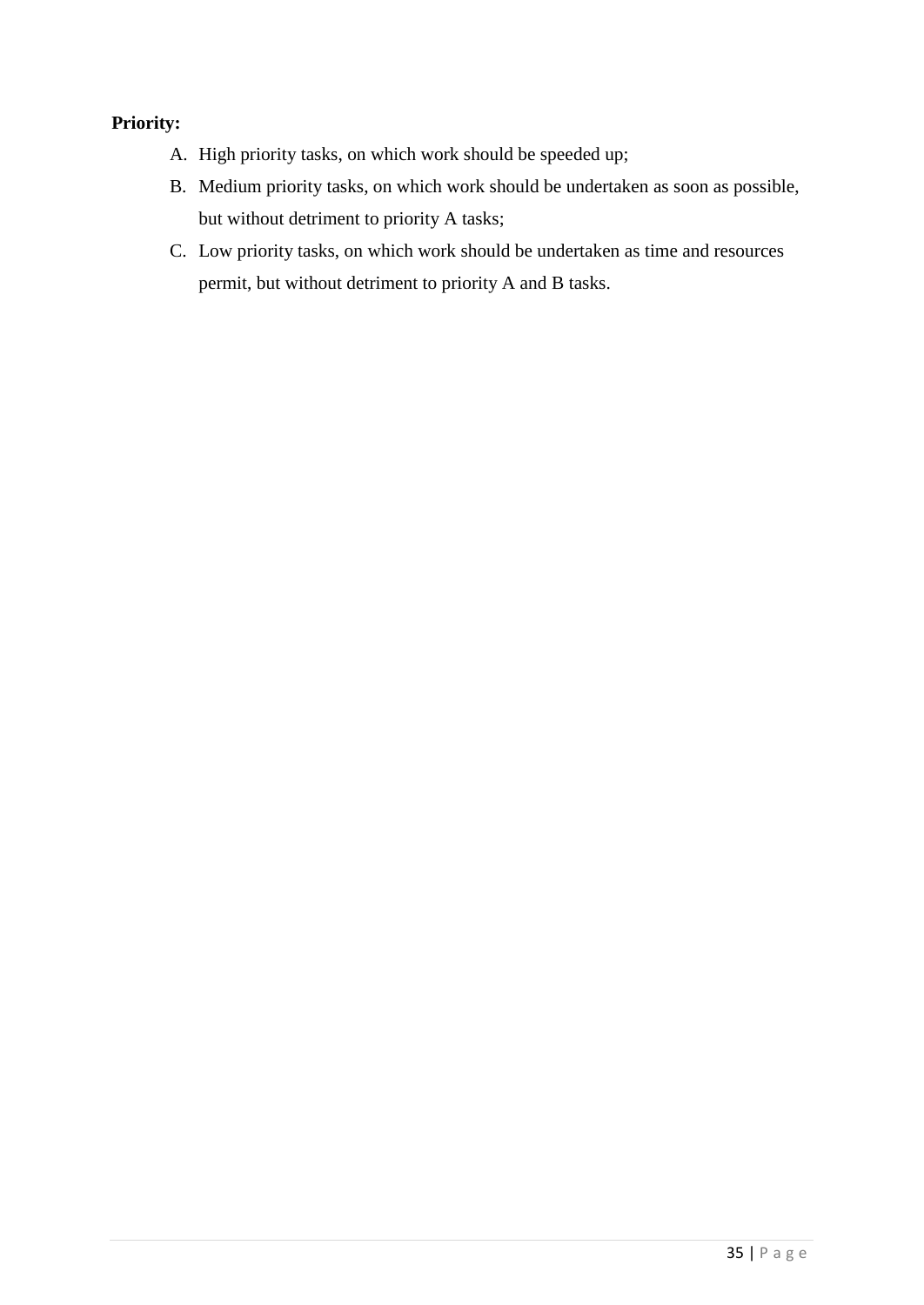**Priority:**

A. High priority tasks, on which work should be speeded up;
B. Medium priority tasks, on which work should be undertaken as soon as possible, but without detriment to priority A tasks;
C. Low priority tasks, on which work should be undertaken as time and resources permit, but without detriment to priority A and B tasks.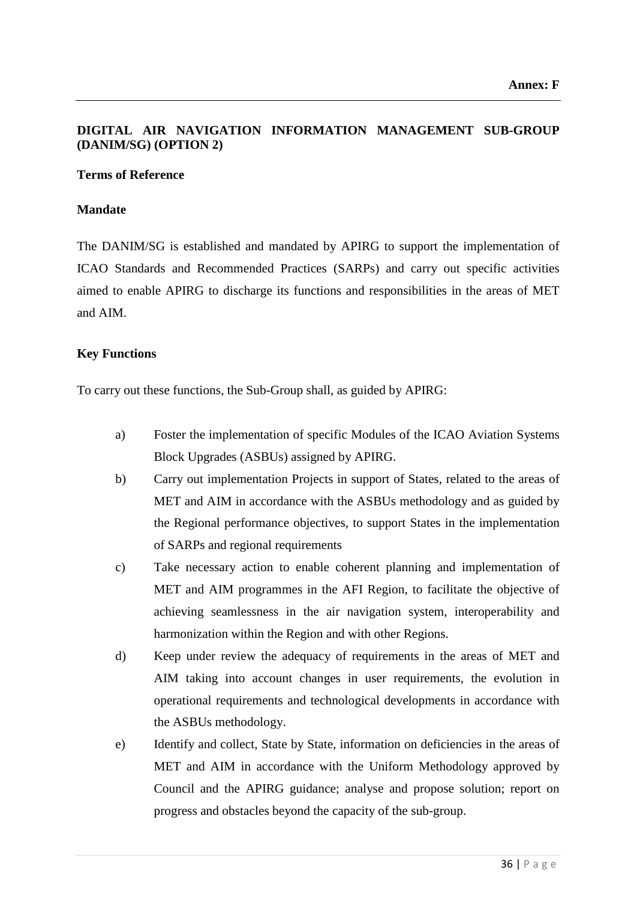**Annex: F**

## DIGITAL AIR NAVIGATION INFORMATION MANAGEMENT SUB-GROUP (DANIM/SG) (OPTION 2)

### Terms of Reference

### Mandate

The DANIM/SG is established and mandated by APIRG to support the implementation of ICAO Standards and Recommended Practices (SARPs) and carry out specific activities aimed to enable APIRG to discharge its functions and responsibilities in the areas of MET and AIM.

### Key Functions

To carry out these functions, the Sub-Group shall, as guided by APIRG:

a) Foster the implementation of specific Modules of the ICAO Aviation Systems Block Upgrades (ASBUs) assigned by APIRG.

b) Carry out implementation Projects in support of States, related to the areas of MET and AIM in accordance with the ASBUs methodology and as guided by the Regional performance objectives, to support States in the implementation of SARPs and regional requirements

c) Take necessary action to enable coherent planning and implementation of MET and AIM programmes in the AFI Region, to facilitate the objective of achieving seamlessness in the air navigation system, interoperability and harmonization within the Region and with other Regions.

d) Keep under review the adequacy of requirements in the areas of MET and AIM taking into account changes in user requirements, the evolution in operational requirements and technological developments in accordance with the ASBUs methodology.

e) Identify and collect, State by State, information on deficiencies in the areas of MET and AIM in accordance with the Uniform Methodology approved by Council and the APIRG guidance; analyse and propose solution; report on progress and obstacles beyond the capacity of the sub-group.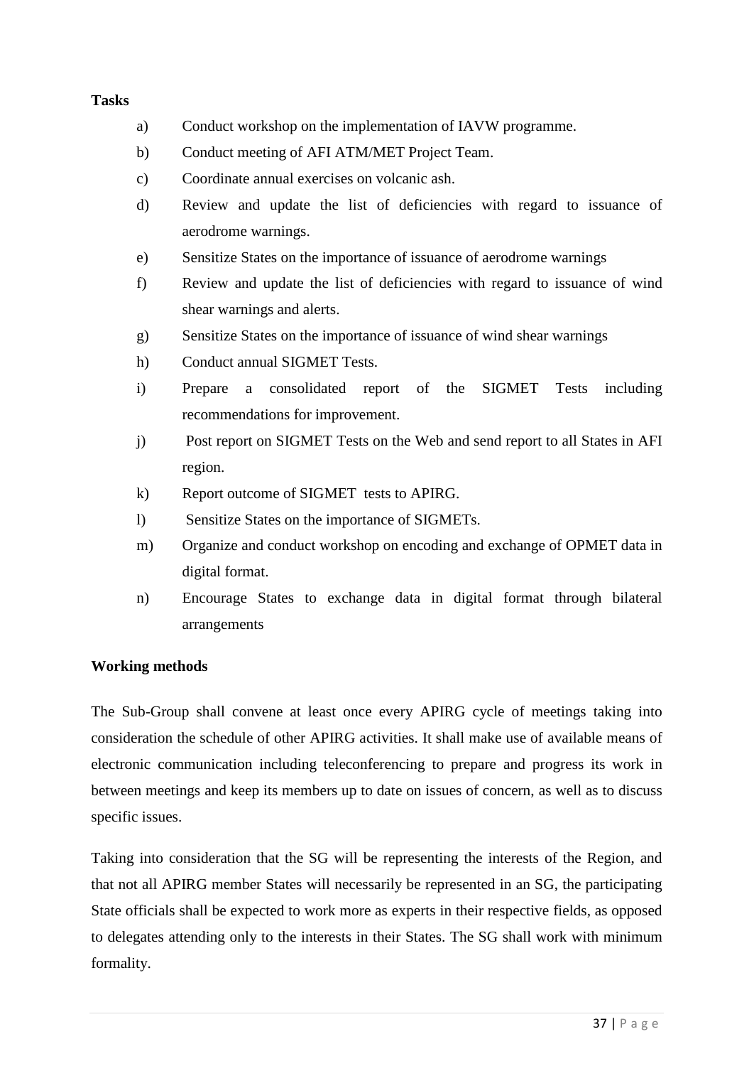**Tasks**

a) Conduct workshop on the implementation of IAVW programme.

b) Conduct meeting of AFI ATM/MET Project Team.

c) Coordinate annual exercises on volcanic ash.

d) Review and update the list of deficiencies with regard to issuance of aerodrome warnings.

e) Sensitize States on the importance of issuance of aerodrome warnings

f) Review and update the list of deficiencies with regard to issuance of wind shear warnings and alerts.

g) Sensitize States on the importance of issuance of wind shear warnings

h) Conduct annual SIGMET Tests.

i) Prepare a consolidated report of the SIGMET Tests including recommendations for improvement.

j) Post report on SIGMET Tests on the Web and send report to all States in AFI region.

k) Report outcome of SIGMET tests to APIRG.

l) Sensitize States on the importance of SIGMETs.

m) Organize and conduct workshop on encoding and exchange of OPMET data in digital format.

n) Encourage States to exchange data in digital format through bilateral arrangements

**Working methods**

The Sub-Group shall convene at least once every APIRG cycle of meetings taking into consideration the schedule of other APIRG activities. It shall make use of available means of electronic communication including teleconferencing to prepare and progress its work in between meetings and keep its members up to date on issues of concern, as well as to discuss specific issues.

Taking into consideration that the SG will be representing the interests of the Region, and that not all APIRG member States will necessarily be represented in an SG, the participating State officials shall be expected to work more as experts in their respective fields, as opposed to delegates attending only to the interests in their States. The SG shall work with minimum formality.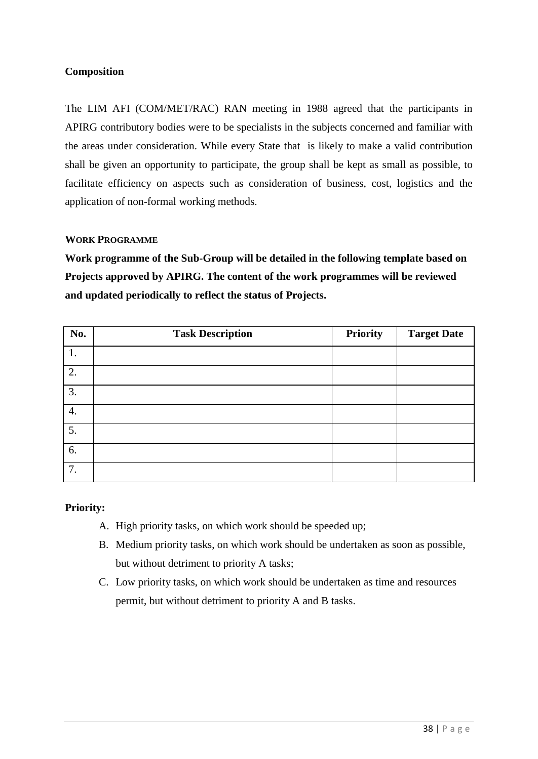**Composition**

The LIM AFI (COM/MET/RAC) RAN meeting in 1988 agreed that the participants in APIRG contributory bodies were to be specialists in the subjects concerned and familiar with the areas under consideration. While every State that is likely to make a valid contribution shall be given an opportunity to participate, the group shall be kept as small as possible, to facilitate efficiency on aspects such as consideration of business, cost, logistics and the application of non-formal working methods.

**WORK PROGRAMME**

**Work programme of the Sub-Group will be detailed in the following template based on Projects approved by APIRG. The content of the work programmes will be reviewed and updated periodically to reflect the status of Projects.**

| No. | Task Description | Priority | Target Date |
|---|---|---|---|
| 1. | | | |
| 2. | | | |
| 3. | | | |
| 4. | | | |
| 5. | | | |
| 6. | | | |
| 7. | | | |

**Priority:**

A. High priority tasks, on which work should be speeded up;
B. Medium priority tasks, on which work should be undertaken as soon as possible, but without detriment to priority A tasks;
C. Low priority tasks, on which work should be undertaken as time and resources permit, but without detriment to priority A and B tasks.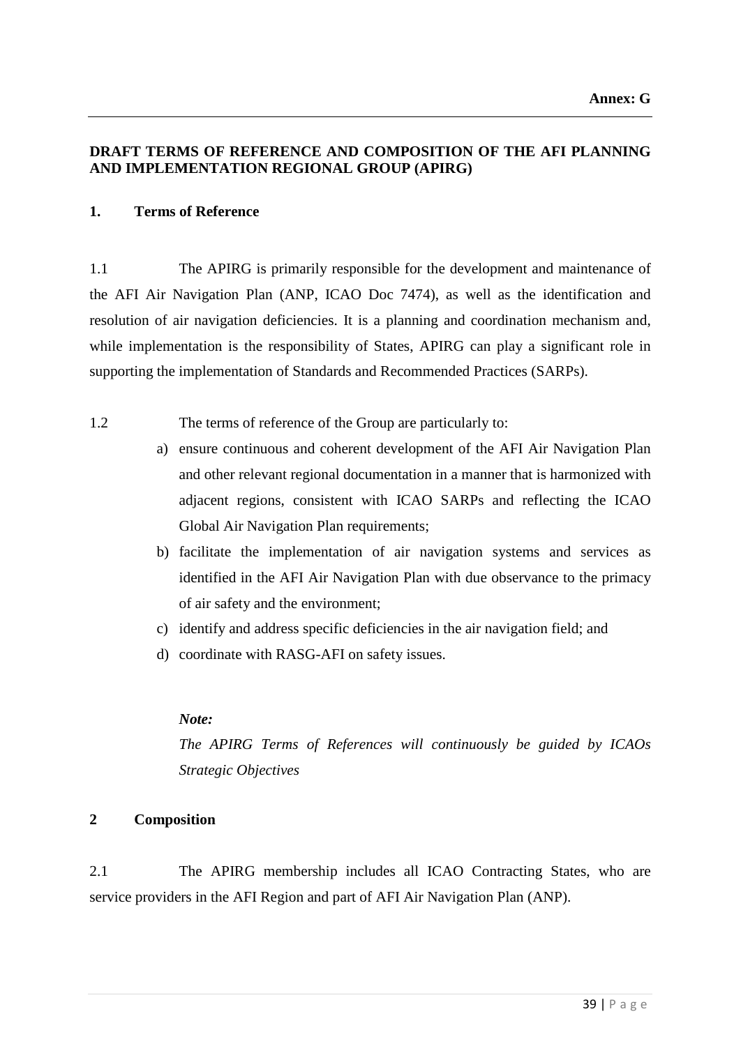**Annex: G**

## DRAFT TERMS OF REFERENCE AND COMPOSITION OF THE AFI PLANNING AND IMPLEMENTATION REGIONAL GROUP (APIRG)

### 1. Terms of Reference

1.1 The APIRG is primarily responsible for the development and maintenance of the AFI Air Navigation Plan (ANP, ICAO Doc 7474), as well as the identification and resolution of air navigation deficiencies. It is a planning and coordination mechanism and, while implementation is the responsibility of States, APIRG can play a significant role in supporting the implementation of Standards and Recommended Practices (SARPs).

1.2 The terms of reference of the Group are particularly to:

a) ensure continuous and coherent development of the AFI Air Navigation Plan and other relevant regional documentation in a manner that is harmonized with adjacent regions, consistent with ICAO SARPs and reflecting the ICAO Global Air Navigation Plan requirements;
b) facilitate the implementation of air navigation systems and services as identified in the AFI Air Navigation Plan with due observance to the primacy of air safety and the environment;
c) identify and address specific deficiencies in the air navigation field; and
d) coordinate with RASG-AFI on safety issues.

***Note:***
*The APIRG Terms of References will continuously be guided by ICAOs Strategic Objectives*

### 2 Composition

2.1 The APIRG membership includes all ICAO Contracting States, who are service providers in the AFI Region and part of AFI Air Navigation Plan (ANP).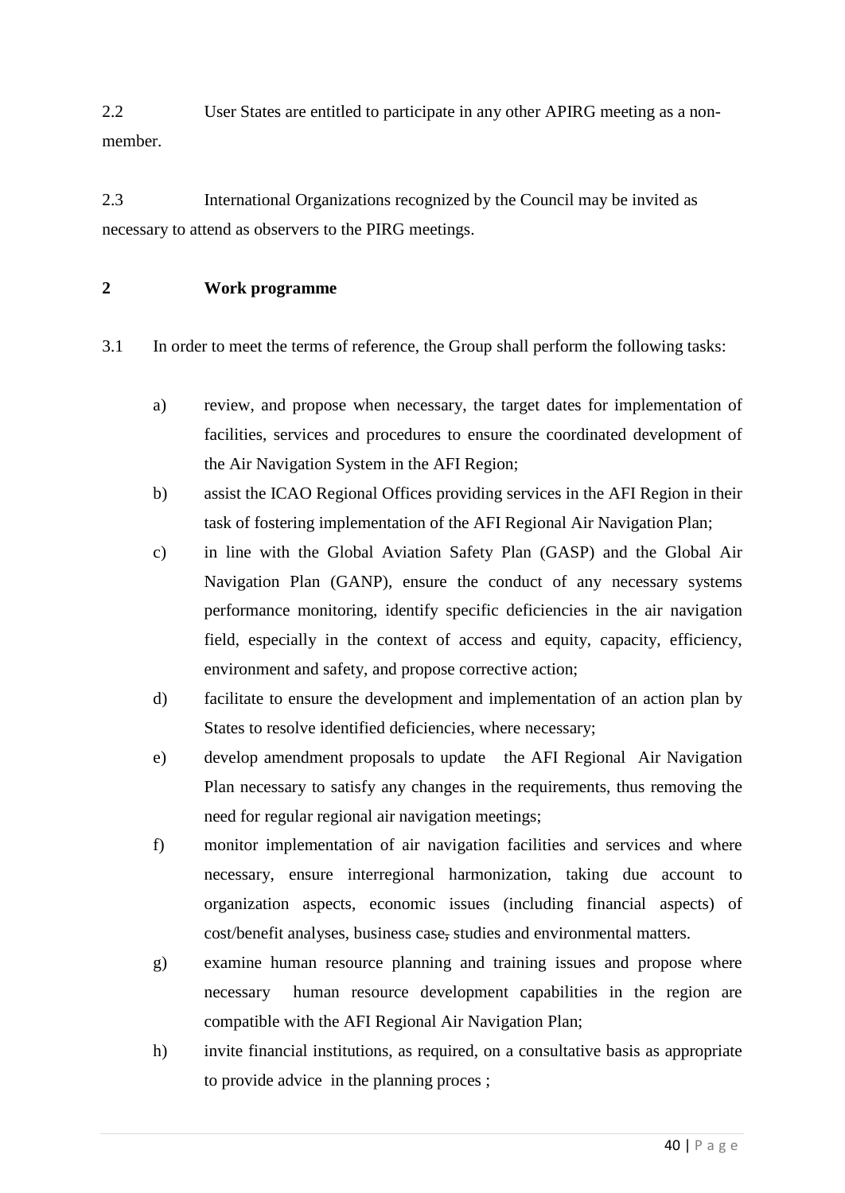2.2 User States are entitled to participate in any other APIRG meeting as a non-member.

2.3 International Organizations recognized by the Council may be invited as necessary to attend as observers to the PIRG meetings.

## 2 Work programme

3.1 In order to meet the terms of reference, the Group shall perform the following tasks:

a) review, and propose when necessary, the target dates for implementation of facilities, services and procedures to ensure the coordinated development of the Air Navigation System in the AFI Region;

b) assist the ICAO Regional Offices providing services in the AFI Region in their task of fostering implementation of the AFI Regional Air Navigation Plan;

c) in line with the Global Aviation Safety Plan (GASP) and the Global Air Navigation Plan (GANP), ensure the conduct of any necessary systems performance monitoring, identify specific deficiencies in the air navigation field, especially in the context of access and equity, capacity, efficiency, environment and safety, and propose corrective action;

d) facilitate to ensure the development and implementation of an action plan by States to resolve identified deficiencies, where necessary;

e) develop amendment proposals to update the AFI Regional Air Navigation Plan necessary to satisfy any changes in the requirements, thus removing the need for regular regional air navigation meetings;

f) monitor implementation of air navigation facilities and services and where necessary, ensure interregional harmonization, taking due account to organization aspects, economic issues (including financial aspects) of cost/benefit analyses, business case, studies and environmental matters.

g) examine human resource planning and training issues and propose where necessary human resource development capabilities in the region are compatible with the AFI Regional Air Navigation Plan;

h) invite financial institutions, as required, on a consultative basis as appropriate to provide advice in the planning proces ;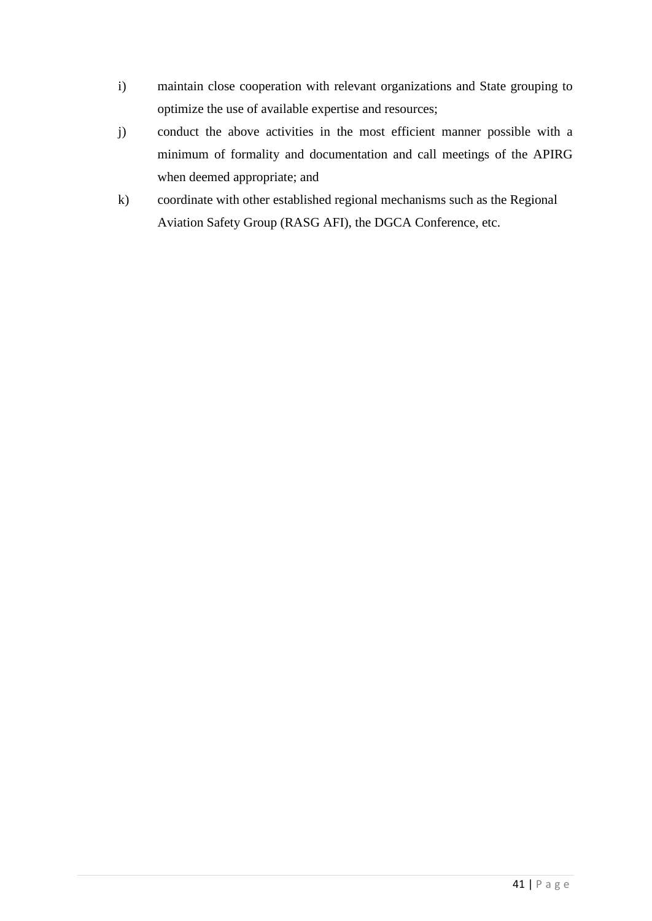i) maintain close cooperation with relevant organizations and State grouping to optimize the use of available expertise and resources;

j) conduct the above activities in the most efficient manner possible with a minimum of formality and documentation and call meetings of the APIRG when deemed appropriate; and

k) coordinate with other established regional mechanisms such as the Regional Aviation Safety Group (RASG AFI), the DGCA Conference, etc.